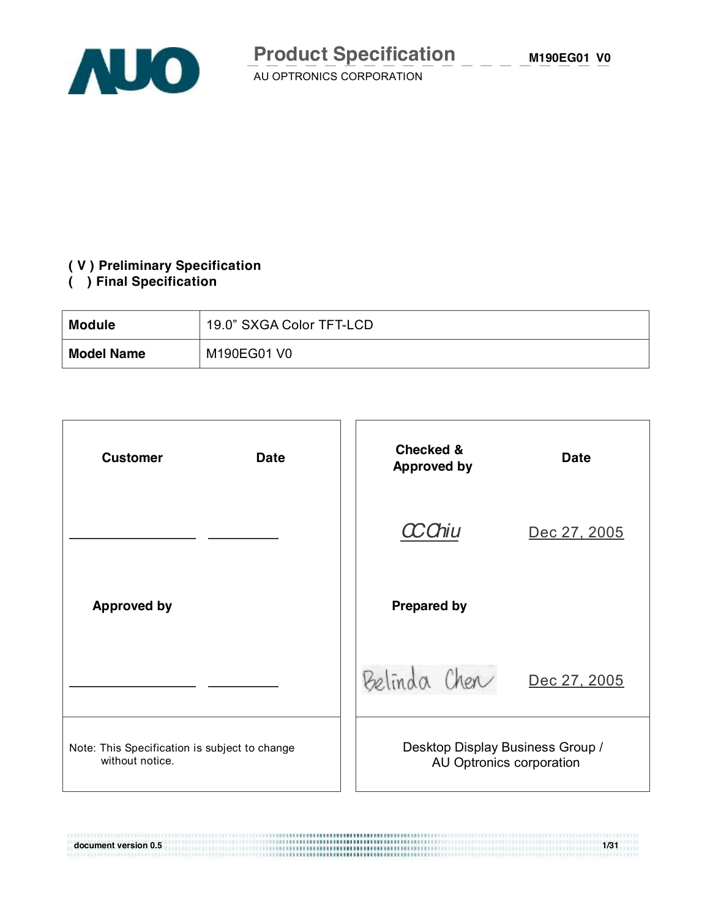# Product Specification

AU OPTRONICS CORPORATION

**M190EG01 V0**

**( V ) Preliminary Specification**
**(   ) Final Specification**

| **Module** | 19.0" SXGA Color TFT-LCD |
|---|---|
| **Model Name** | M190EG01 V0 |

| **Customer** | **Date** | **Checked & Approved by** | **Date** |
|---|---|---|---|
| ________ | ________ | CCChiu | Dec 27, 2005 |
| **Approved by** | | **Prepared by** | |
| ________ | ________ | Belinda Chen | Dec 27, 2005 |
| Note: This Specification is subject to change without notice. | | Desktop Display Business Group / AU Optronics corporation | |

document version 0.5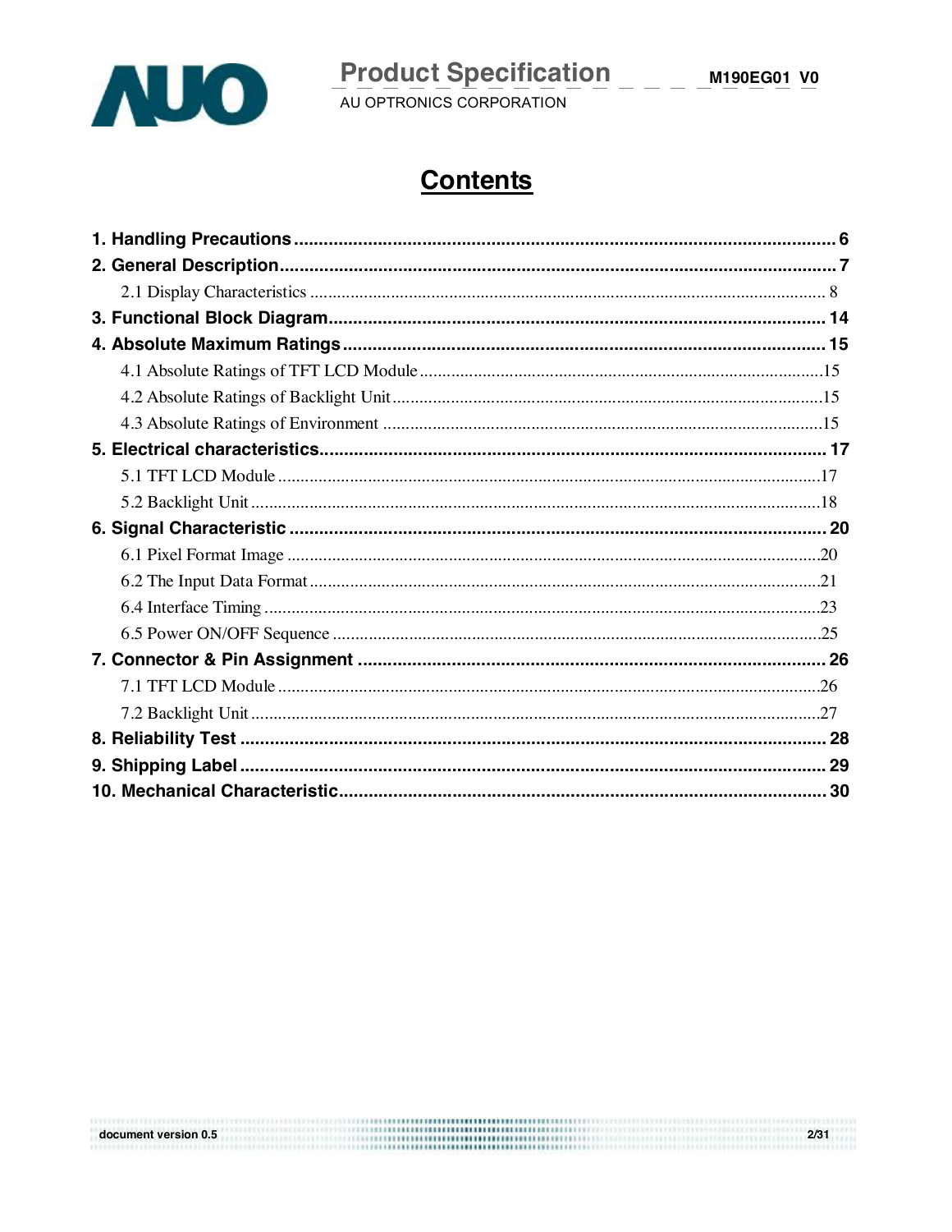# Contents

**1. Handling Precautions ........................................................................................................ 6**

**2. General Description.......................................................................................................... 7**

2.1 Display Characteristics ................................................................................................ 8

**3. Functional Block Diagram.............................................................................................. 14**

**4. Absolute Maximum Ratings ............................................................................................ 15**

4.1 Absolute Ratings of TFT LCD Module ...........................................................................15

4.2 Absolute Ratings of Backlight Unit..................................................................................15

4.3 Absolute Ratings of Environment ...................................................................................15

**5. Electrical characteristics.................................................................................................. 17**

5.1 TFT LCD Module ..........................................................................................................17

5.2 Backlight Unit ................................................................................................................18

**6. Signal Characteristic ...................................................................................................... 20**

6.1 Pixel Format Image .......................................................................................................20

6.2 The Input Data Format...................................................................................................21

6.4 Interface Timing ............................................................................................................23

6.5 Power ON/OFF Sequence .............................................................................................25

**7. Connector & Pin Assignment ......................................................................................... 26**

7.1 TFT LCD Module ..........................................................................................................26

7.2 Backlight Unit ................................................................................................................27

**8. Reliability Test ................................................................................................................ 28**

**9. Shipping Label ................................................................................................................ 29**

**10. Mechanical Characteristic............................................................................................. 30**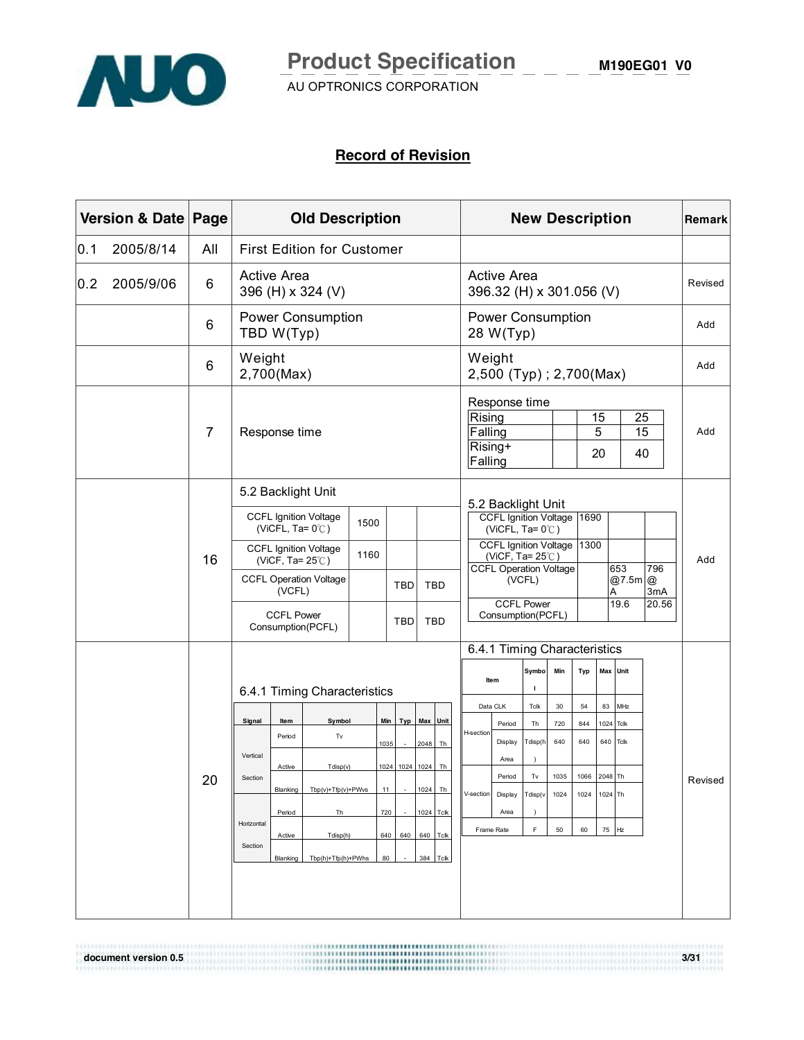## Record of Revision

| Version & Date | Page | Old Description | New Description | Remark |
|---|---|---|---|---|
| 0.1 2005/8/14 | All | First Edition for Customer | | |
| 0.2 2005/9/06 | 6 | Active Area<br>396 (H) x 324 (V) | Active Area<br>396.32 (H) x 301.056 (V) | Revised |
| | 6 | Power Consumption<br>TBD W(Typ) | Power Consumption<br>28 W(Typ) | Add |
| | 6 | Weight<br>2,700(Max) | Weight<br>2,500 (Typ) ; 2,700(Max) | Add |
| | 7 | Response time | Response time<br>Rising: 15, 25<br>Falling: 5, 15<br>Rising+Falling: 20, 40 | Add |
| | 16 | 5.2 Backlight Unit<br>CCFL Ignition Voltage (ViCFL, Ta= 0℃): 1500<br>CCFL Ignition Voltage (ViCF, Ta= 25℃): 1160<br>CCFL Operation Voltage (VCFL): TBD, TBD<br>CCFL Power Consumption(PCFL): TBD, TBD | 5.2 Backlight Unit<br>CCFL Ignition Voltage (ViCFL, Ta= 0℃): 1690<br>CCFL Ignition Voltage (ViCF, Ta= 25℃): 1300<br>CCFL Operation Voltage (VCFL): 653 @7.5mA, 796 @ 3mA<br>CCFL Power Consumption(PCFL): 19.6, 20.56 | Add |
| | 20 | 6.4.1 Timing Characteristics (see old table below) | 6.4.1 Timing Characteristics (see new table below) | Revised |

**Old Description – 6.4.1 Timing Characteristics**

| Signal | Item | Symbol | Min | Typ | Max | Unit |
|---|---|---|---|---|---|---|
| Vertical Section | Period | Tv | 1035 | - | 2048 | Th |
| | Active | Tdisp(v) | 1024 | 1024 | 1024 | Th |
| | Blanking | Tbp(v)+Tfp(v)+PWvs | 11 | - | 1024 | Th |
| Horizontal Section | Period | Th | 720 | - | 1024 | Tclk |
| | Active | Tdisp(h) | 640 | 640 | 640 | Tclk |
| | Blanking | Tbp(h)+Tfp(h)+PWhs | 80 | - | 384 | Tclk |

**New Description – 6.4.1 Timing Characteristics**

| Item | | Symbol | Min | Typ | Max | Unit |
|---|---|---|---|---|---|---|
| Data CLK | | Tclk | 30 | 54 | 83 | MHz |
| H-section | Period | Th | 720 | 844 | 1024 | Tclk |
| | Display Area | Tdisp(h) | 640 | 640 | 640 | Tclk |
| V-section | Period | Tv | 1035 | 1066 | 2048 | Th |
| | Display Area | Tdisp(v) | 1024 | 1024 | 1024 | Th |
| Frame Rate | | F | 50 | 60 | 75 | Hz |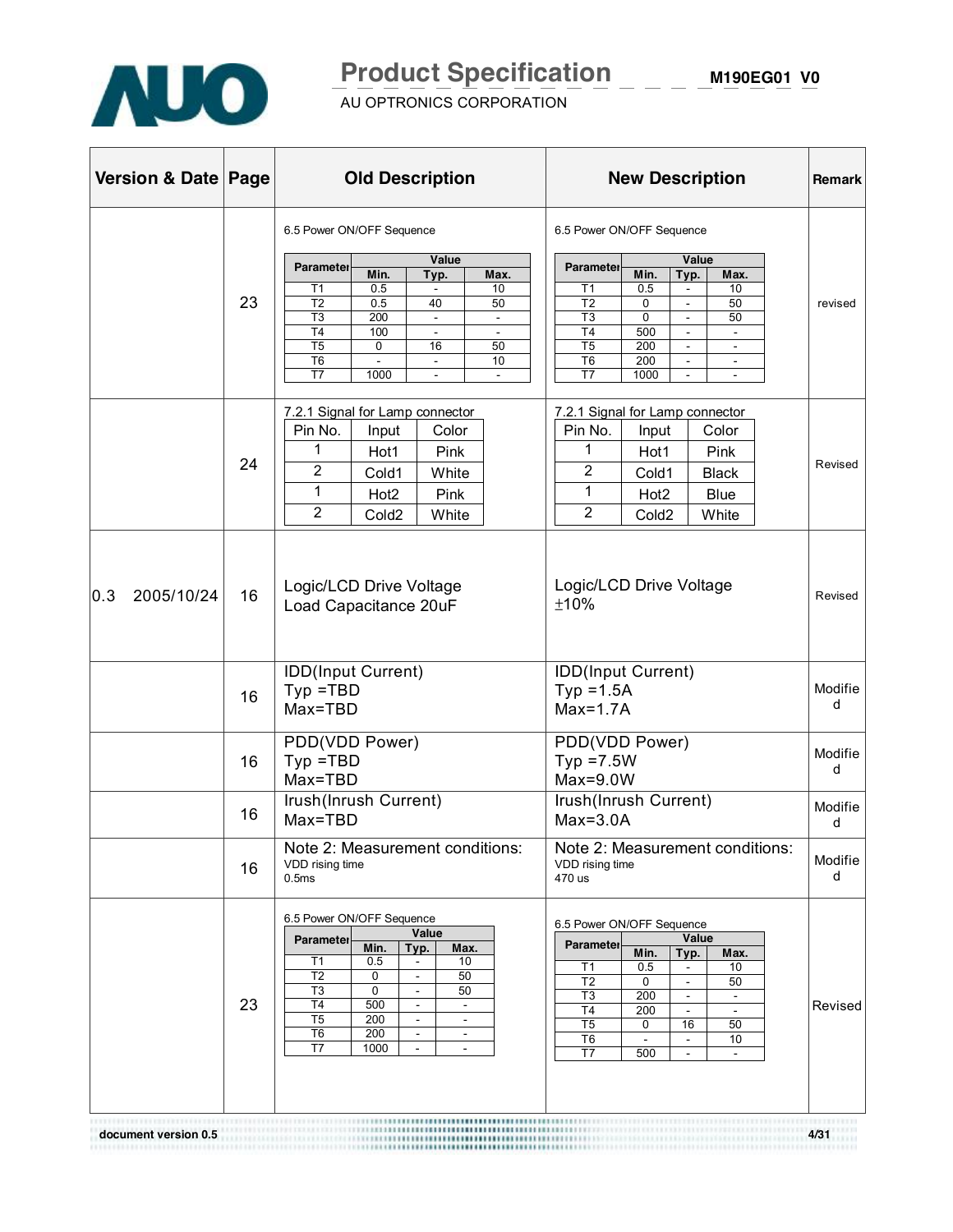| Version & Date | Page | Old Description | New Description | Remark |
|---|---|---|---|---|
| | 23 | 6.5 Power ON/OFF Sequence<br><br>Parameter / Min. / Typ. / Max.<br>T1: 0.5 / - / 10<br>T2: 0.5 / 40 / 50<br>T3: 200 / - / -<br>T4: 100 / - / -<br>T5: 0 / 16 / 50<br>T6: - / - / 10<br>T7: 1000 / - / - | 6.5 Power ON/OFF Sequence<br><br>Parameter / Min. / Typ. / Max.<br>T1: 0.5 / - / 10<br>T2: 0 / - / 50<br>T3: 0 / - / 50<br>T4: 500 / - / -<br>T5: 200 / - / -<br>T6: 200 / - / -<br>T7: 1000 / - / - | revised |
| | 24 | 7.2.1 Signal for Lamp connector<br><br>Pin No. / Input / Color<br>1 / Hot1 / Pink<br>2 / Cold1 / White<br>1 / Hot2 / Pink<br>2 / Cold2 / White | 7.2.1 Signal for Lamp connector<br><br>Pin No. / Input / Color<br>1 / Hot1 / Pink<br>2 / Cold1 / Black<br>1 / Hot2 / Blue<br>2 / Cold2 / White | Revised |
| 0.3 2005/10/24 | 16 | Logic/LCD Drive Voltage<br>Load Capacitance 20uF | Logic/LCD Drive Voltage<br>±10% | Revised |
| | 16 | IDD(Input Current)<br>Typ =TBD<br>Max=TBD | IDD(Input Current)<br>Typ =1.5A<br>Max=1.7A | Modified |
| | 16 | PDD(VDD Power)<br>Typ =TBD<br>Max=TBD | PDD(VDD Power)<br>Typ =7.5W<br>Max=9.0W | Modified |
| | 16 | Irush(Inrush Current)<br>Max=TBD | Irush(Inrush Current)<br>Max=3.0A | Modified |
| | 16 | Note 2: Measurement conditions:<br>VDD rising time<br>0.5ms | Note 2: Measurement conditions:<br>VDD rising time<br>470 us | Modified |
| | 23 | 6.5 Power ON/OFF Sequence<br><br>Parameter / Min. / Typ. / Max.<br>T1: 0.5 / - / 10<br>T2: 0 / - / 50<br>T3: 0 / - / 50<br>T4: 500 / - / -<br>T5: 200 / - / -<br>T6: 200 / - / -<br>T7: 1000 / - / - | 6.5 Power ON/OFF Sequence<br><br>Parameter / Min. / Typ. / Max.<br>T1: 0.5 / - / 10<br>T2: 0 / - / 50<br>T3: 200 / - / -<br>T4: 200 / - / -<br>T5: 0 / 16 / 50<br>T6: - / - / 10<br>T7: 500 / - / - | Revised |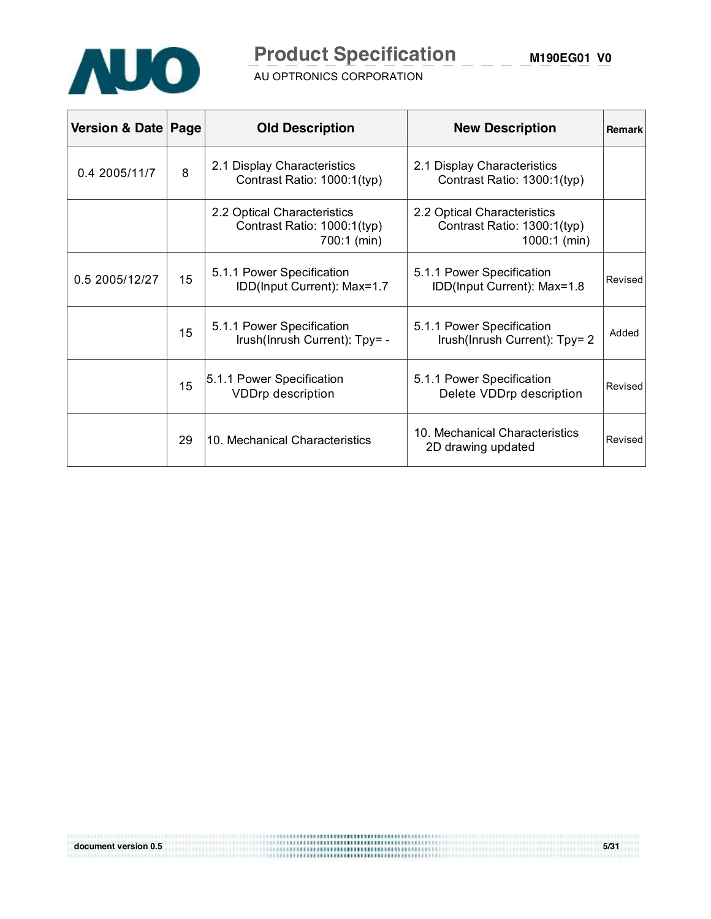| Version & Date | Page | Old Description | New Description | Remark |
|---|---|---|---|---|
| 0.4 2005/11/7 | 8 | 2.1 Display Characteristics<br>Contrast Ratio: 1000:1(typ) | 2.1 Display Characteristics<br>Contrast Ratio: 1300:1(typ) | |
| | | 2.2 Optical Characteristics<br>Contrast Ratio: 1000:1(typ)<br>700:1 (min) | 2.2 Optical Characteristics<br>Contrast Ratio: 1300:1(typ)<br>1000:1 (min) | |
| 0.5 2005/12/27 | 15 | 5.1.1 Power Specification<br>IDD(Input Current): Max=1.7 | 5.1.1 Power Specification<br>IDD(Input Current): Max=1.8 | Revised |
| | 15 | 5.1.1 Power Specification<br>Irush(Inrush Current): Tpy= - | 5.1.1 Power Specification<br>Irush(Inrush Current): Tpy= 2 | Added |
| | 15 | 5.1.1 Power Specification<br>VDDrp description | 5.1.1 Power Specification<br>Delete VDDrp description | Revised |
| | 29 | 10. Mechanical Characteristics | 10. Mechanical Characteristics<br>2D drawing updated | Revised |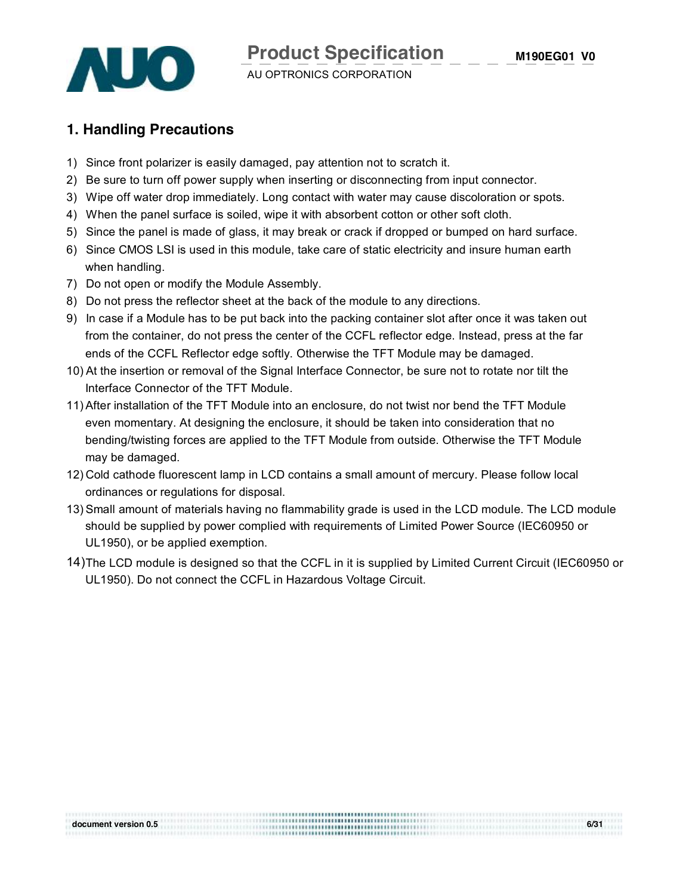# 1. Handling Precautions

1) Since front polarizer is easily damaged, pay attention not to scratch it.
2) Be sure to turn off power supply when inserting or disconnecting from input connector.
3) Wipe off water drop immediately. Long contact with water may cause discoloration or spots.
4) When the panel surface is soiled, wipe it with absorbent cotton or other soft cloth.
5) Since the panel is made of glass, it may break or crack if dropped or bumped on hard surface.
6) Since CMOS LSI is used in this module, take care of static electricity and insure human earth when handling.
7) Do not open or modify the Module Assembly.
8) Do not press the reflector sheet at the back of the module to any directions.
9) In case if a Module has to be put back into the packing container slot after once it was taken out from the container, do not press the center of the CCFL reflector edge. Instead, press at the far ends of the CCFL Reflector edge softly. Otherwise the TFT Module may be damaged.
10) At the insertion or removal of the Signal Interface Connector, be sure not to rotate nor tilt the Interface Connector of the TFT Module.
11) After installation of the TFT Module into an enclosure, do not twist nor bend the TFT Module even momentary. At designing the enclosure, it should be taken into consideration that no bending/twisting forces are applied to the TFT Module from outside. Otherwise the TFT Module may be damaged.
12) Cold cathode fluorescent lamp in LCD contains a small amount of mercury. Please follow local ordinances or regulations for disposal.
13) Small amount of materials having no flammability grade is used in the LCD module. The LCD module should be supplied by power complied with requirements of Limited Power Source (IEC60950 or UL1950), or be applied exemption.
14) The LCD module is designed so that the CCFL in it is supplied by Limited Current Circuit (IEC60950 or UL1950). Do not connect the CCFL in Hazardous Voltage Circuit.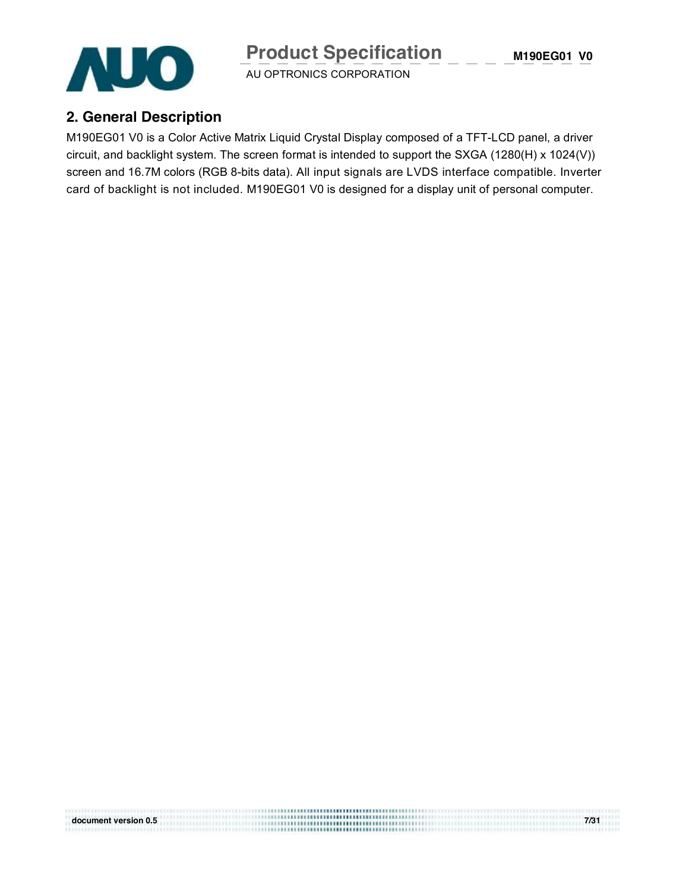## 2. General Description

M190EG01 V0 is a Color Active Matrix Liquid Crystal Display composed of a TFT-LCD panel, a driver circuit, and backlight system. The screen format is intended to support the SXGA (1280(H) x 1024(V)) screen and 16.7M colors (RGB 8-bits data). All input signals are LVDS interface compatible. Inverter card of backlight is not included. M190EG01 V0 is designed for a display unit of personal computer.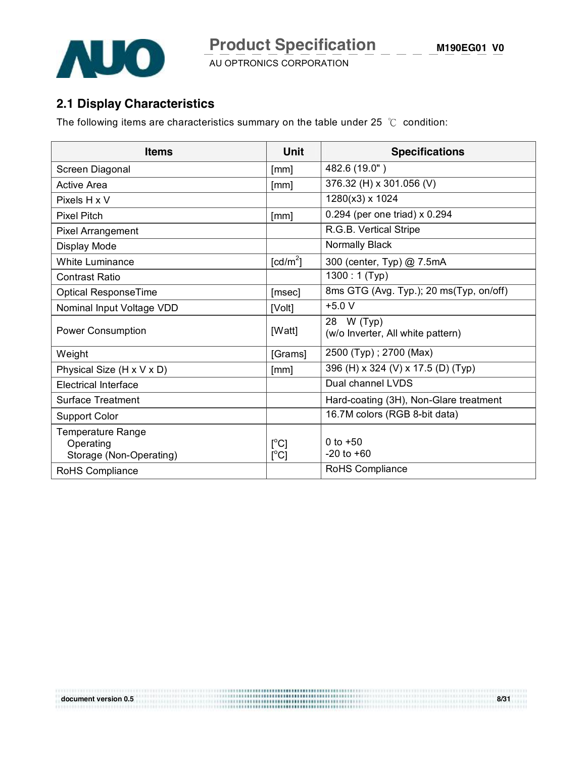## 2.1 Display Characteristics

The following items are characteristics summary on the table under 25 ℃ condition:

| Items | Unit | Specifications |
|---|---|---|
| Screen Diagonal | [mm] | 482.6 (19.0" ) |
| Active Area | [mm] | 376.32 (H) x 301.056 (V) |
| Pixels H x V | | 1280(x3) x 1024 |
| Pixel Pitch | [mm] | 0.294 (per one triad) x 0.294 |
| Pixel Arrangement | | R.G.B. Vertical Stripe |
| Display Mode | | Normally Black |
| White Luminance | [cd/m$^2$] | 300 (center, Typ) @ 7.5mA |
| Contrast Ratio | | 1300 : 1 (Typ) |
| Optical ResponseTime | [msec] | 8ms GTG (Avg. Typ.); 20 ms(Typ, on/off) |
| Nominal Input Voltage VDD | [Volt] | +5.0 V |
| Power Consumption | [Watt] | 28 W (Typ)<br>(w/o Inverter, All white pattern) |
| Weight | [Grams] | 2500 (Typ) ; 2700 (Max) |
| Physical Size (H x V x D) | [mm] | 396 (H) x 324 (V) x 17.5 (D) (Typ) |
| Electrical Interface | | Dual channel LVDS |
| Surface Treatment | | Hard-coating (3H), Non-Glare treatment |
| Support Color | | 16.7M colors (RGB 8-bit data) |
| Temperature Range<br>Operating<br>Storage (Non-Operating) | <br>[°C]<br>[°C] | <br>0 to +50<br>-20 to +60 |
| RoHS Compliance | | RoHS Compliance |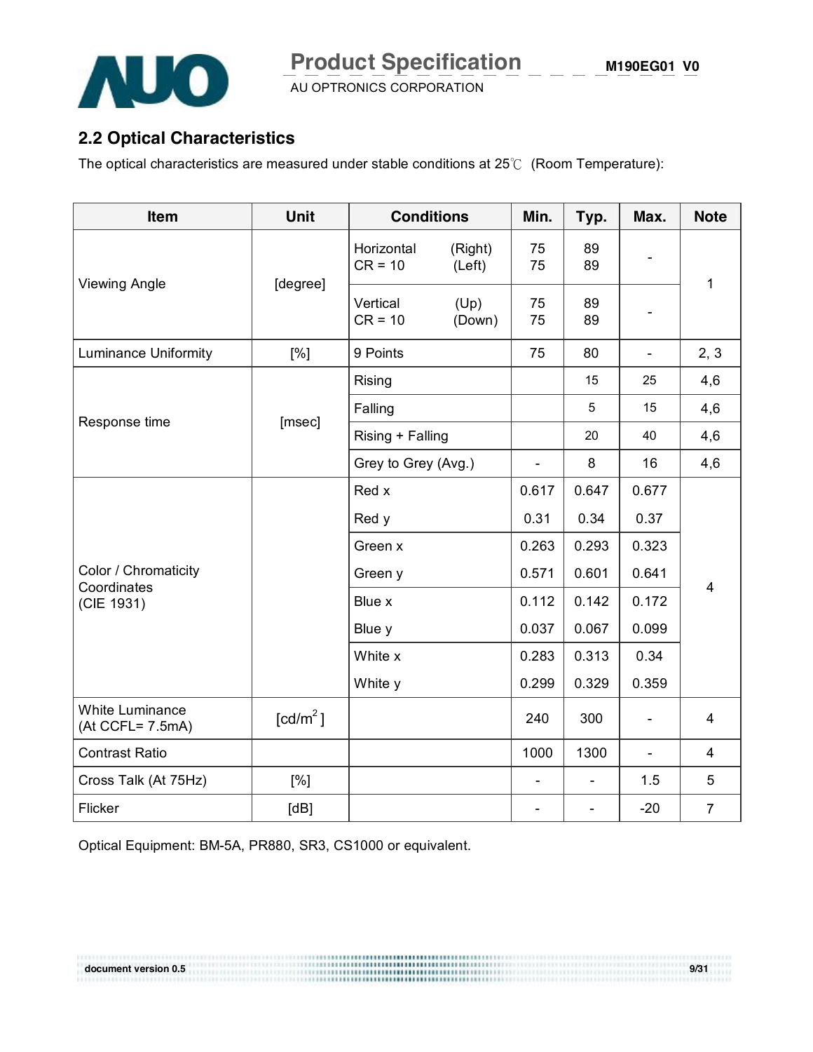## 2.2 Optical Characteristics

The optical characteristics are measured under stable conditions at 25℃ (Room Temperature):

| Item | Unit | Conditions | Min. | Typ. | Max. | Note |
|---|---|---|---|---|---|---|
| Viewing Angle | [degree] | Horizontal (Right) CR = 10 (Left) | 75<br>75 | 89<br>89 | - | 1 |
| | | Vertical (Up) CR = 10 (Down) | 75<br>75 | 89<br>89 | - | |
| Luminance Uniformity | [%] | 9 Points | 75 | 80 | - | 2, 3 |
| Response time | [msec] | Rising | | 15 | 25 | 4,6 |
| | | Falling | | 5 | 15 | 4,6 |
| | | Rising + Falling | | 20 | 40 | 4,6 |
| | | Grey to Grey (Avg.) | - | 8 | 16 | 4,6 |
| Color / Chromaticity Coordinates (CIE 1931) | | Red x | 0.617 | 0.647 | 0.677 | 4 |
| | | Red y | 0.31 | 0.34 | 0.37 | |
| | | Green x | 0.263 | 0.293 | 0.323 | |
| | | Green y | 0.571 | 0.601 | 0.641 | |
| | | Blue x | 0.112 | 0.142 | 0.172 | |
| | | Blue y | 0.037 | 0.067 | 0.099 | |
| | | White x | 0.283 | 0.313 | 0.34 | |
| | | White y | 0.299 | 0.329 | 0.359 | |
| White Luminance (At CCFL= 7.5mA) | [cd/m$^2$] | | 240 | 300 | - | 4 |
| Contrast Ratio | | | 1000 | 1300 | - | 4 |
| Cross Talk (At 75Hz) | [%] | | - | - | 1.5 | 5 |
| Flicker | [dB] | | - | - | -20 | 7 |

Optical Equipment: BM-5A, PR880, SR3, CS1000 or equivalent.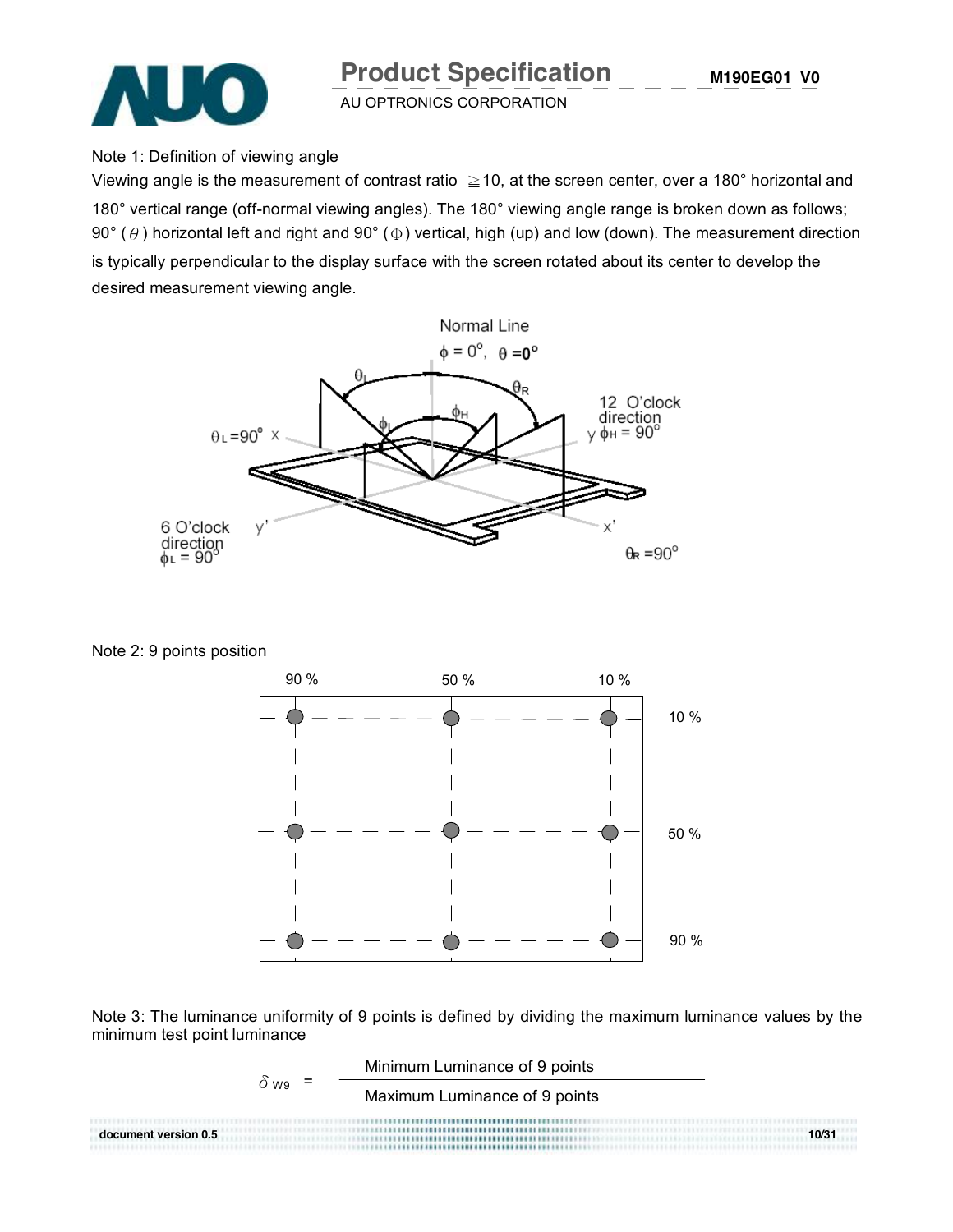Note 1: Definition of viewing angle

Viewing angle is the measurement of contrast ratio ≧10, at the screen center, over a 180° horizontal and 180° vertical range (off-normal viewing angles). The 180° viewing angle range is broken down as follows; 90° ($\theta$) horizontal left and right and 90° ($\Phi$) vertical, high (up) and low (down). The measurement direction is typically perpendicular to the display surface with the screen rotated about its center to develop the desired measurement viewing angle.

Normal Line

$\phi = 0^{\circ}$, $\theta = 0^{\circ}$

$\theta_L = 90^{\circ}$ x

12 O'clock direction y $\phi_H = 90^{\circ}$

6 O'clock direction $\phi_L = 90^{\circ}$ y'

x' $\theta_R = 90^{\circ}$

Note 2: 9 points position

Horizontal positions: 90 %, 50 %, 10 %

Vertical positions: 10 %, 50 %, 90 %

Note 3: The luminance uniformity of 9 points is defined by dividing the maximum luminance values by the minimum test point luminance

$$\delta_{W9} = \frac{\text{Minimum Luminance of 9 points}}{\text{Maximum Luminance of 9 points}}$$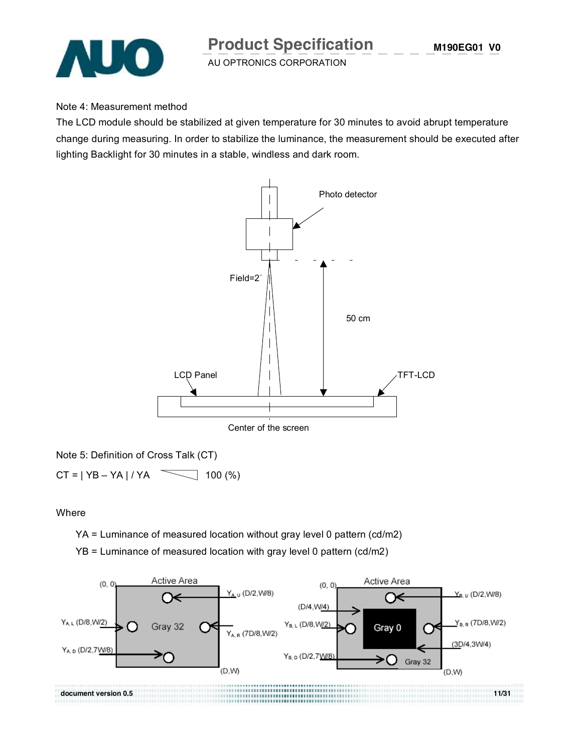Note 4: Measurement method

The LCD module should be stabilized at given temperature for 30 minutes to avoid abrupt temperature change during measuring. In order to stabilize the luminance, the measurement should be executed after lighting Backlight for 30 minutes in a stable, windless and dark room.

Photo detector

Field=2°

50 cm

LCD Panel

TFT-LCD

Center of the screen

Note 5: Definition of Cross Talk (CT)

$CT = | YB – YA | / YA \times 100$ (%)

Where

YA = Luminance of measured location without gray level 0 pattern (cd/m2)

YB = Luminance of measured location with gray level 0 pattern (cd/m2)

(0, 0) Active Area

$Y_{A,U}$ (D/2,W/8)

$Y_{A,L}$ (D/8,W/2)

Gray 32

$Y_{A,R}$ (7D/8,W/2)

$Y_{A,D}$ (D/2,7W/8)

(D,W)

(0, 0) Active Area

$Y_{B,U}$ (D/2,W/8)

(D/4,W/4)

$Y_{B,L}$ (D/8,W/2)

Gray 0

$Y_{B,R}$ (7D/8,W/2)

(3D/4,3W/4)

$Y_{B,D}$ (D/2,7W/8)

Gray 32

(D,W)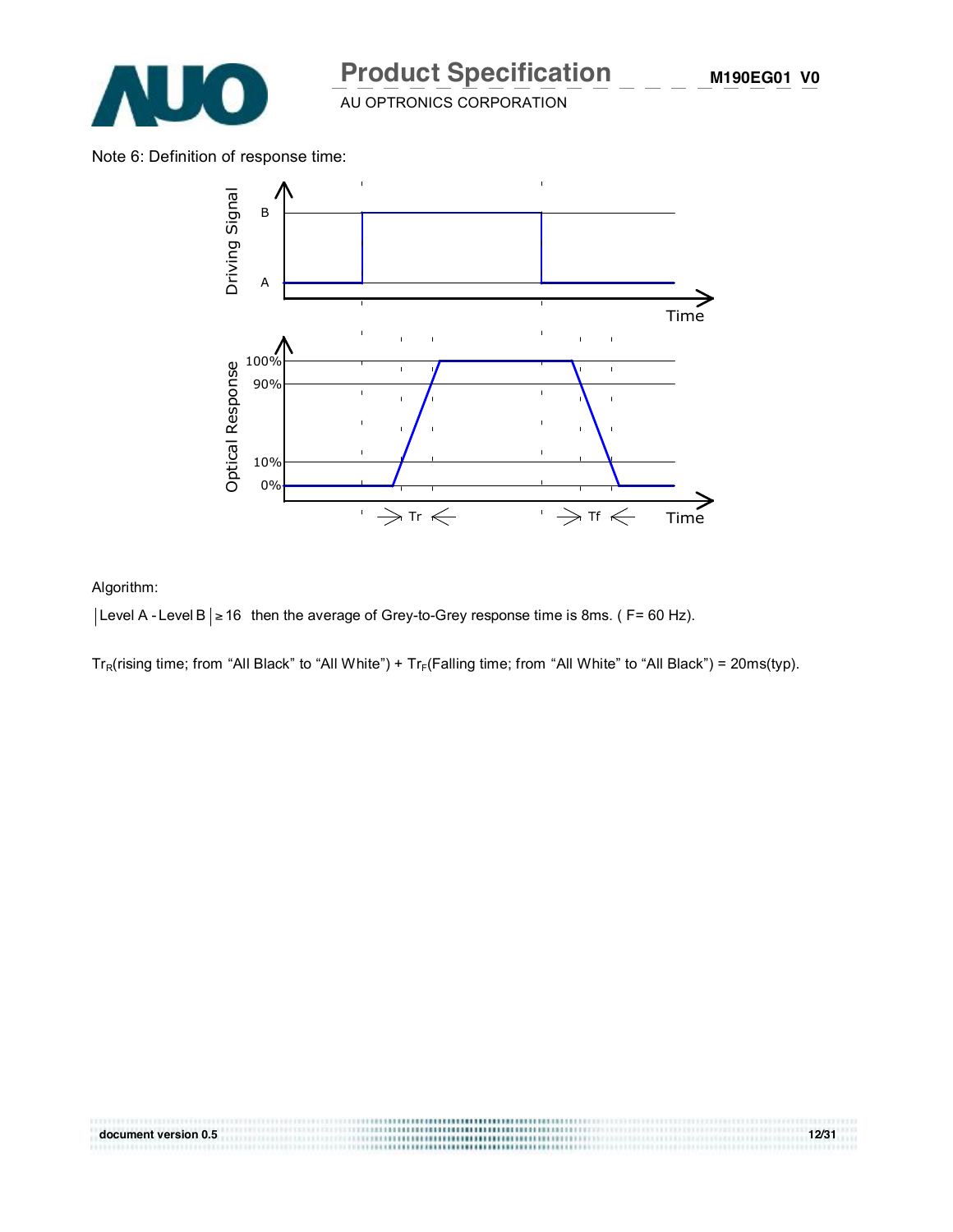Note 6: Definition of response time:

Algorithm:

|Level A - Level B| ≥ 16 then the average of Grey-to-Grey response time is 8ms. ( F= 60 Hz).

$Tr_R$(rising time; from "All Black" to "All White") + $Tr_F$(Falling time; from "All White" to "All Black") = 20ms(typ).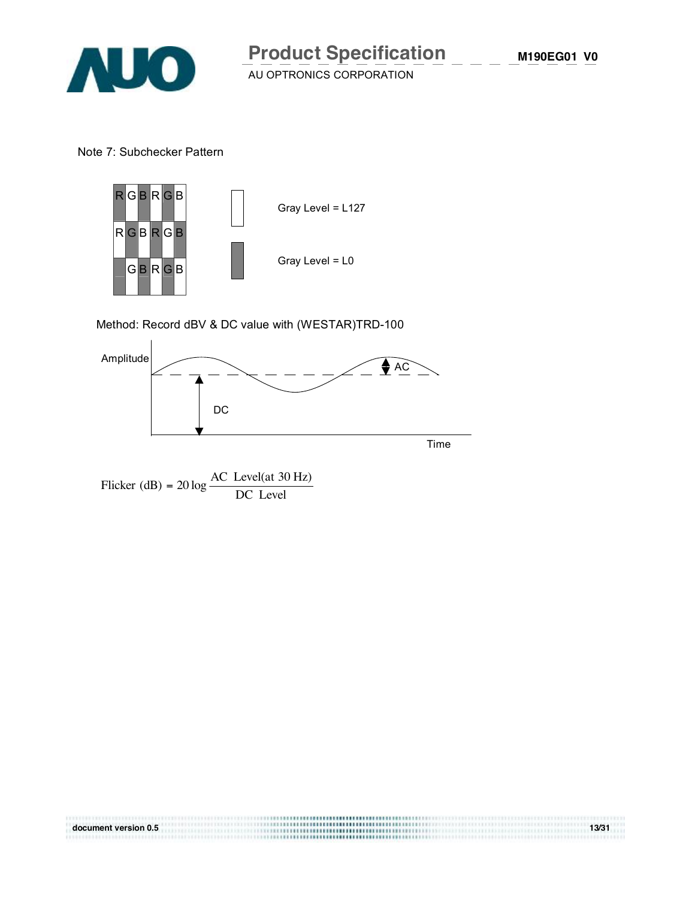Note 7: Subchecker Pattern

| R | G | B | R | G | B |
|---|---|---|---|---|---|
| R | G | B | R | G | B |
|   | G | B | R | G | B |

Gray Level = L127

Gray Level = L0

Method: Record dBV & DC value with (WESTAR)TRD-100

Amplitude

AC

DC

Time

$$\text{Flicker (dB)} = 20 \log \frac{\text{AC Level(at 30 Hz)}}{\text{DC Level}}$$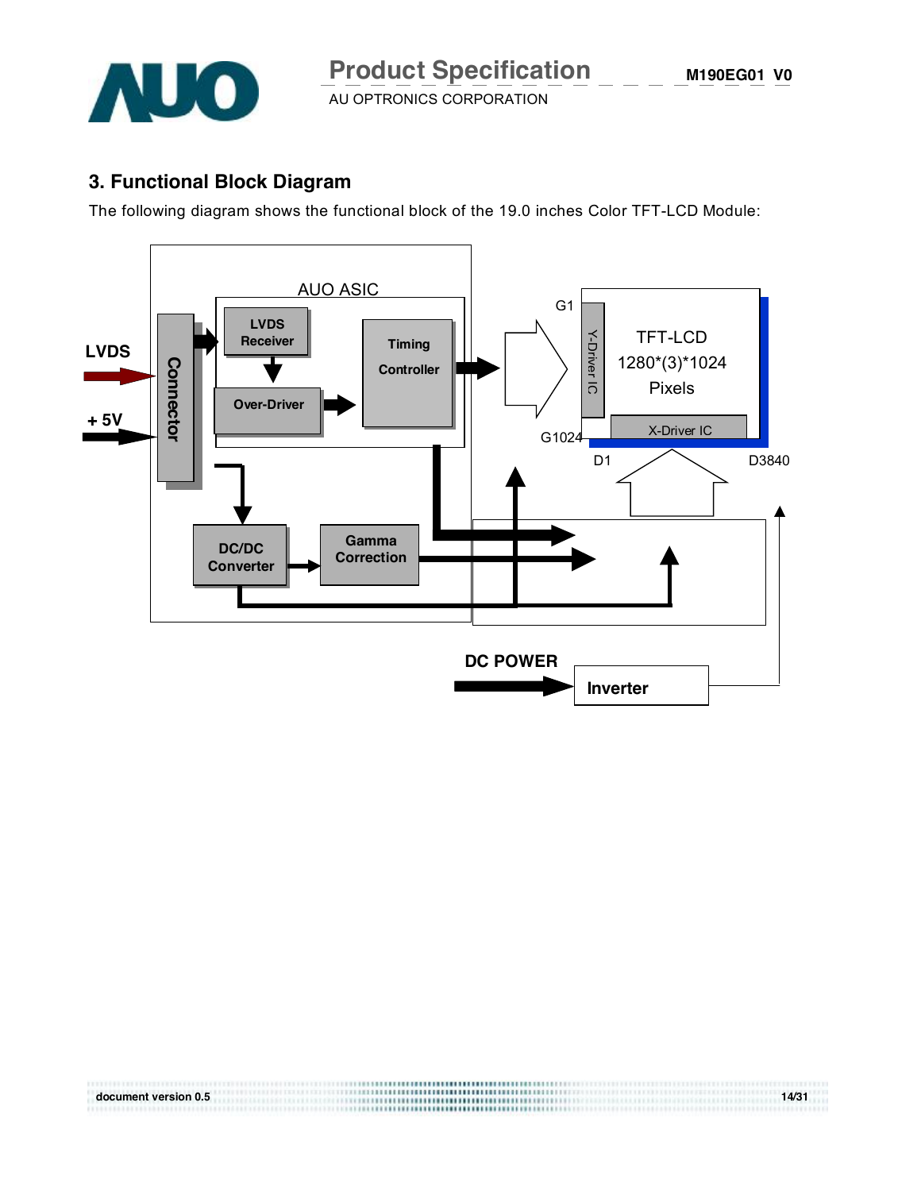## 3. Functional Block Diagram

The following diagram shows the functional block of the 19.0 inches Color TFT-LCD Module: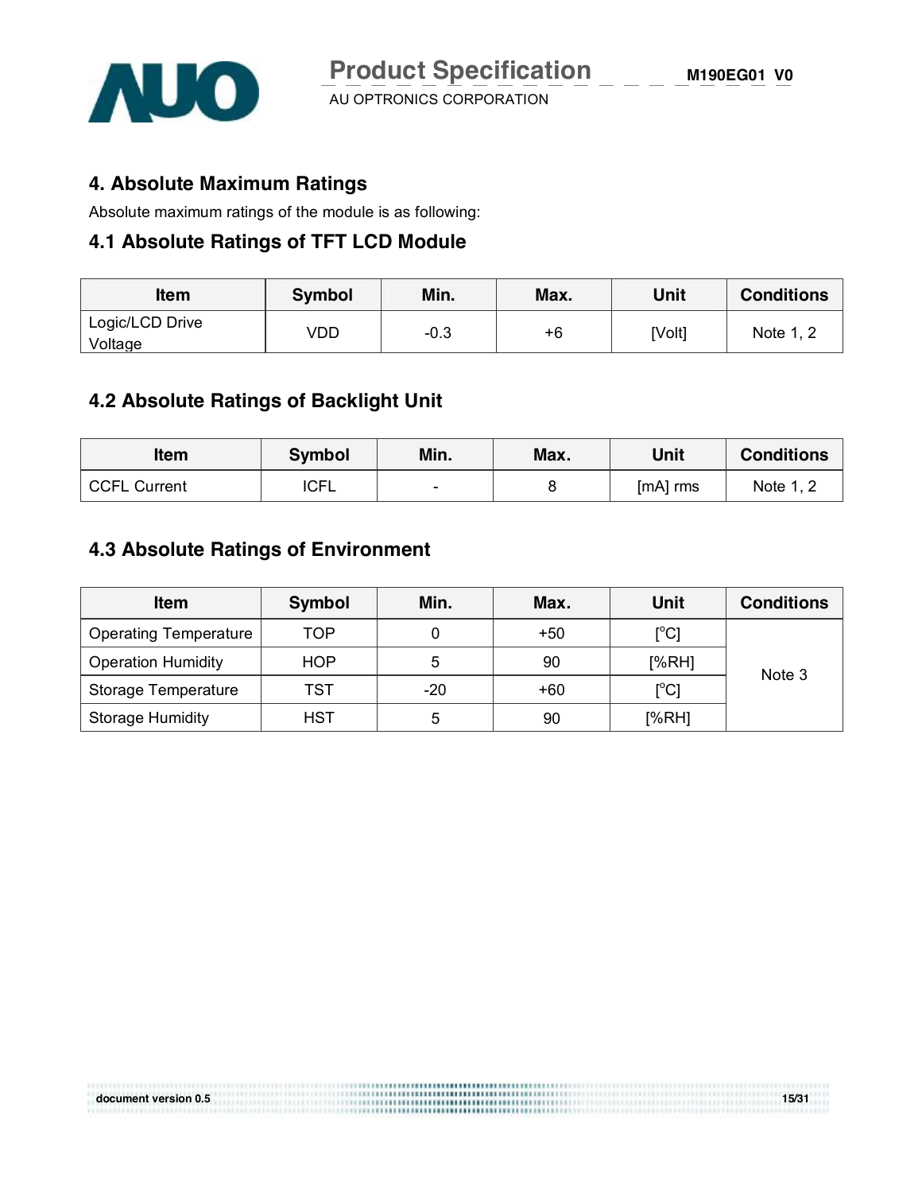## 4. Absolute Maximum Ratings

Absolute maximum ratings of the module is as following:

### 4.1 Absolute Ratings of TFT LCD Module

| Item | Symbol | Min. | Max. | Unit | Conditions |
|---|---|---|---|---|---|
| Logic/LCD Drive Voltage | VDD | -0.3 | +6 | [Volt] | Note 1, 2 |

### 4.2 Absolute Ratings of Backlight Unit

| Item | Symbol | Min. | Max. | Unit | Conditions |
|---|---|---|---|---|---|
| CCFL Current | ICFL | - | 8 | [mA] rms | Note 1, 2 |

### 4.3 Absolute Ratings of Environment

| Item | Symbol | Min. | Max. | Unit | Conditions |
|---|---|---|---|---|---|
| Operating Temperature | TOP | 0 | +50 | [$^{o}$C] | Note 3 |
| Operation Humidity | HOP | 5 | 90 | [%RH] | |
| Storage Temperature | TST | -20 | +60 | [$^{o}$C] | |
| Storage Humidity | HST | 5 | 90 | [%RH] | |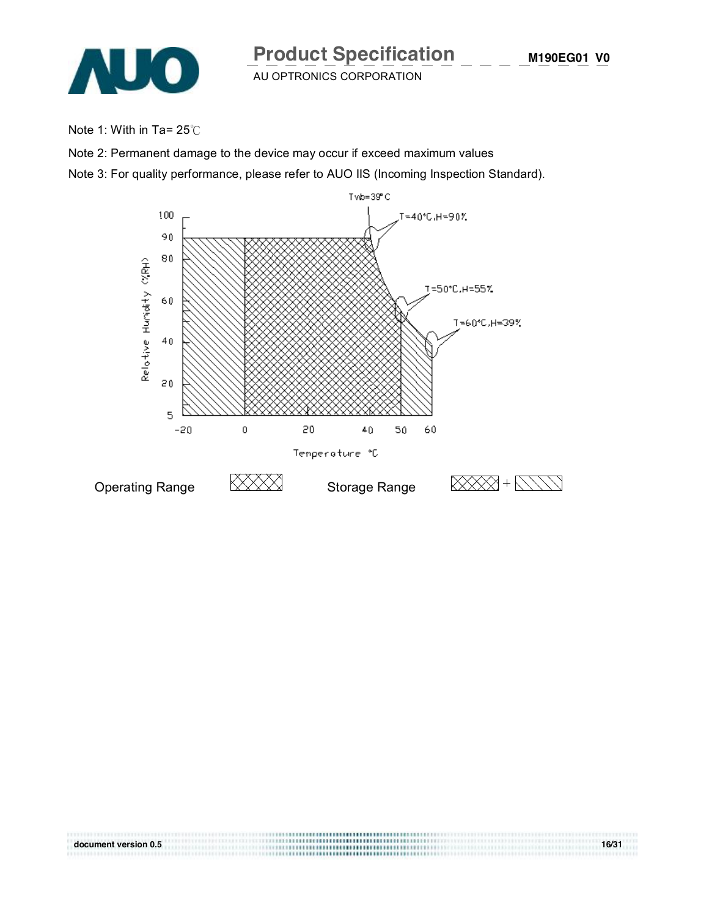Note 1: With in Ta= 25℃

Note 2: Permanent damage to the device may occur if exceed maximum values

Note 3: For quality performance, please refer to AUO IIS (Incoming Inspection Standard).

Twb=39°C

T=40°C,H=90%

T=50°C,H=55%

T=60°C,H=39%

Relative Humidity (%RH)

Temperature °C

Operating Range

Storage Range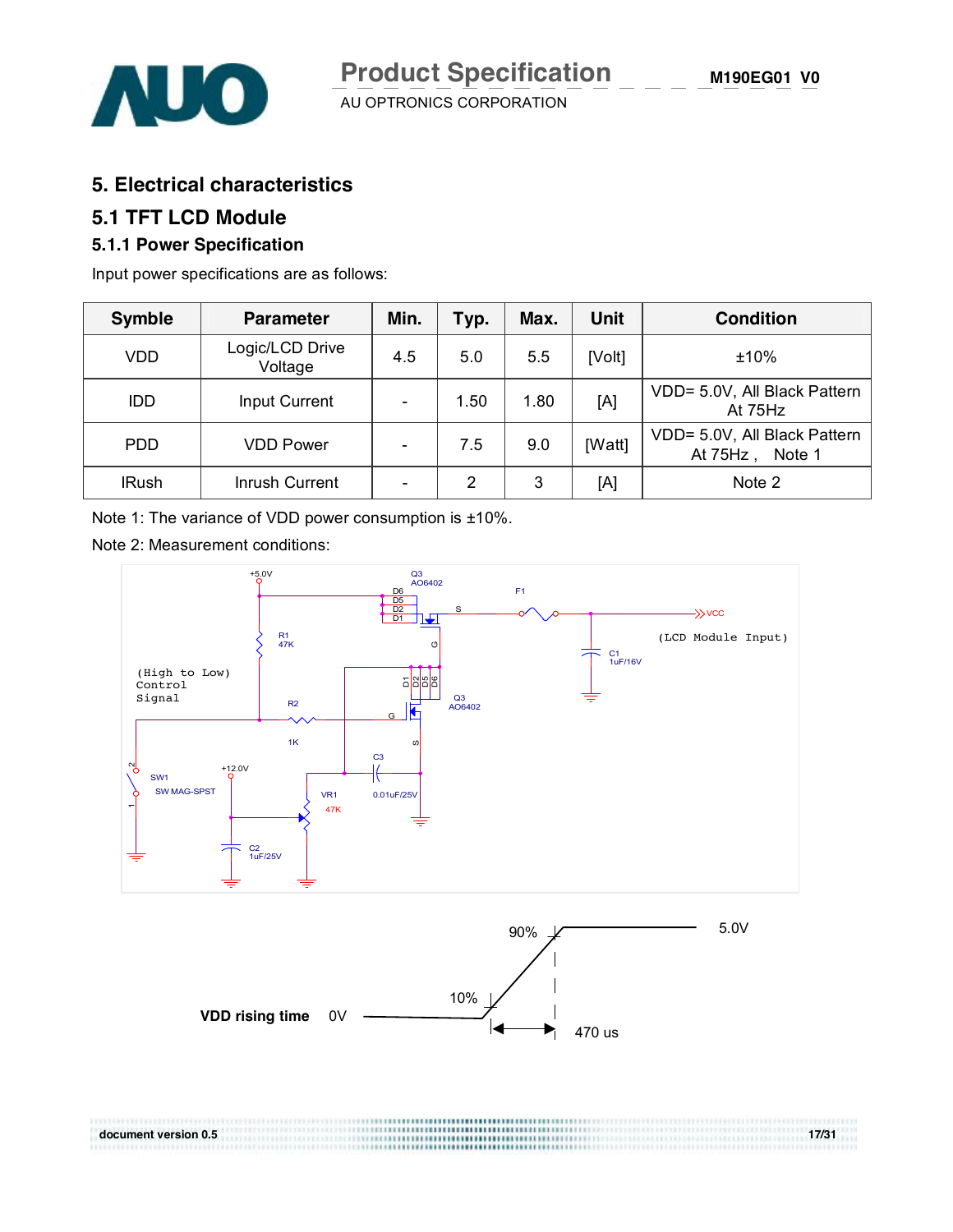## 5. Electrical characteristics

### 5.1 TFT LCD Module

#### 5.1.1 Power Specification

Input power specifications are as follows:

| Symble | Parameter | Min. | Typ. | Max. | Unit | Condition |
|---|---|---|---|---|---|---|
| VDD | Logic/LCD Drive Voltage | 4.5 | 5.0 | 5.5 | [Volt] | ±10% |
| IDD | Input Current | - | 1.50 | 1.80 | [A] | VDD= 5.0V, All Black Pattern At 75Hz |
| PDD | VDD Power | - | 7.5 | 9.0 | [Watt] | VDD= 5.0V, All Black Pattern At 75Hz , Note 1 |
| IRush | Inrush Current | - | 2 | 3 | [A] | Note 2 |

Note 1: The variance of VDD power consumption is ±10%.

Note 2: Measurement conditions:

(High to Low) Control Signal — circuit: +5.0V, Q3 AO6402, F1, VCC (LCD Module Input), C1 1uF/16V, R1 47K, R2 1K, C3 0.01uF/25V, VR1 47K, SW1 SW MAG-SPST, +12.0V, C2 1uF/25V

VDD rising time: 0V → 5.0V, 10% to 90%: 470 us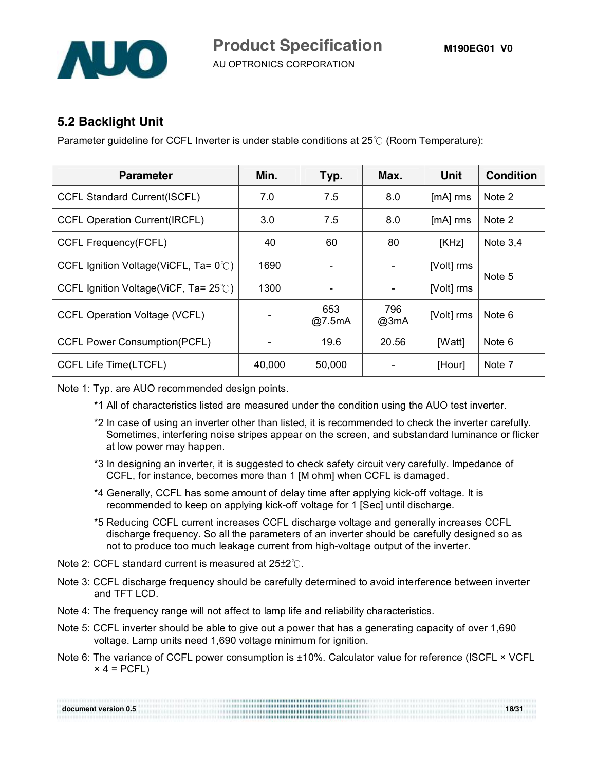## 5.2 Backlight Unit

Parameter guideline for CCFL Inverter is under stable conditions at 25℃ (Room Temperature):

| Parameter | Min. | Typ. | Max. | Unit | Condition |
|---|---|---|---|---|---|
| CCFL Standard Current(ISCFL) | 7.0 | 7.5 | 8.0 | [mA] rms | Note 2 |
| CCFL Operation Current(IRCFL) | 3.0 | 7.5 | 8.0 | [mA] rms | Note 2 |
| CCFL Frequency(FCFL) | 40 | 60 | 80 | [KHz] | Note 3,4 |
| CCFL Ignition Voltage(ViCFL, Ta= 0℃) | 1690 | - | - | [Volt] rms | Note 5 |
| CCFL Ignition Voltage(ViCF, Ta= 25℃) | 1300 | - | - | [Volt] rms | |
| CCFL Operation Voltage (VCFL) | - | 653 @7.5mA | 796 @3mA | [Volt] rms | Note 6 |
| CCFL Power Consumption(PCFL) | - | 19.6 | 20.56 | [Watt] | Note 6 |
| CCFL Life Time(LTCFL) | 40,000 | 50,000 | - | [Hour] | Note 7 |

Note 1: Typ. are AUO recommended design points.

*1 All of characteristics listed are measured under the condition using the AUO test inverter.

*2 In case of using an inverter other than listed, it is recommended to check the inverter carefully. Sometimes, interfering noise stripes appear on the screen, and substandard luminance or flicker at low power may happen.

*3 In designing an inverter, it is suggested to check safety circuit very carefully. Impedance of CCFL, for instance, becomes more than 1 [M ohm] when CCFL is damaged.

*4 Generally, CCFL has some amount of delay time after applying kick-off voltage. It is recommended to keep on applying kick-off voltage for 1 [Sec] until discharge.

*5 Reducing CCFL current increases CCFL discharge voltage and generally increases CCFL discharge frequency. So all the parameters of an inverter should be carefully designed so as not to produce too much leakage current from high-voltage output of the inverter.

Note 2: CCFL standard current is measured at 25±2℃.

Note 3: CCFL discharge frequency should be carefully determined to avoid interference between inverter and TFT LCD.

Note 4: The frequency range will not affect to lamp life and reliability characteristics.

Note 5: CCFL inverter should be able to give out a power that has a generating capacity of over 1,690 voltage. Lamp units need 1,690 voltage minimum for ignition.

Note 6: The variance of CCFL power consumption is ±10%. Calculator value for reference (ISCFL × VCFL × 4 = PCFL)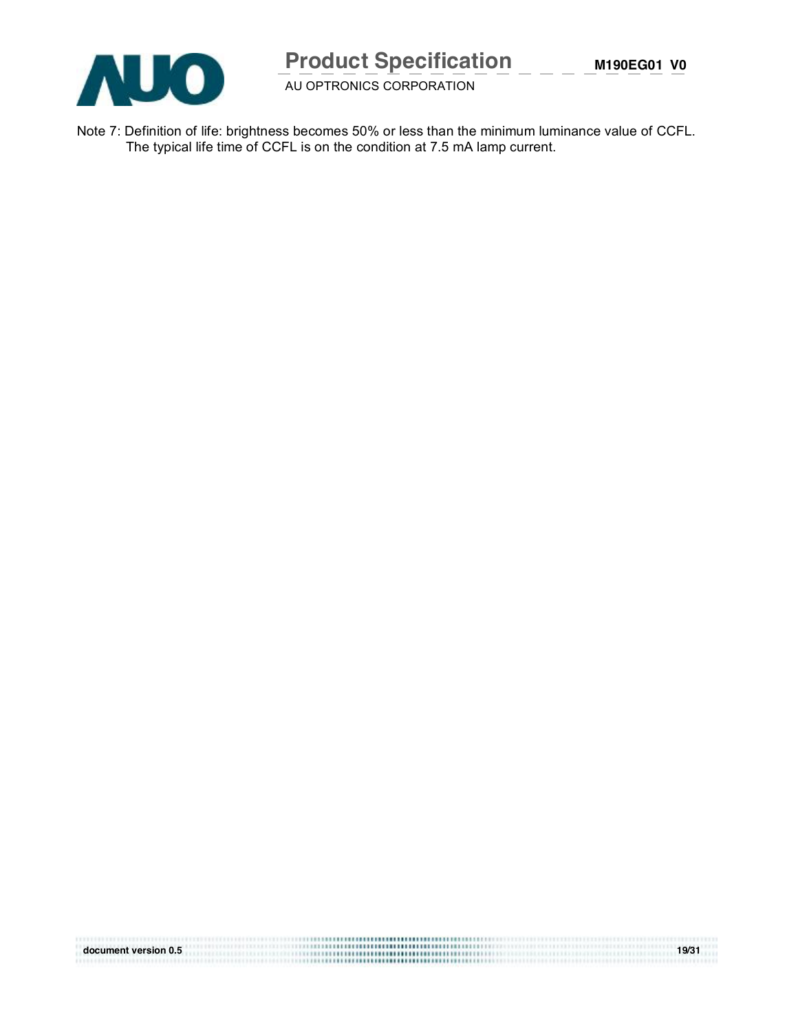Note 7: Definition of life: brightness becomes 50% or less than the minimum luminance value of CCFL.
The typical life time of CCFL is on the condition at 7.5 mA lamp current.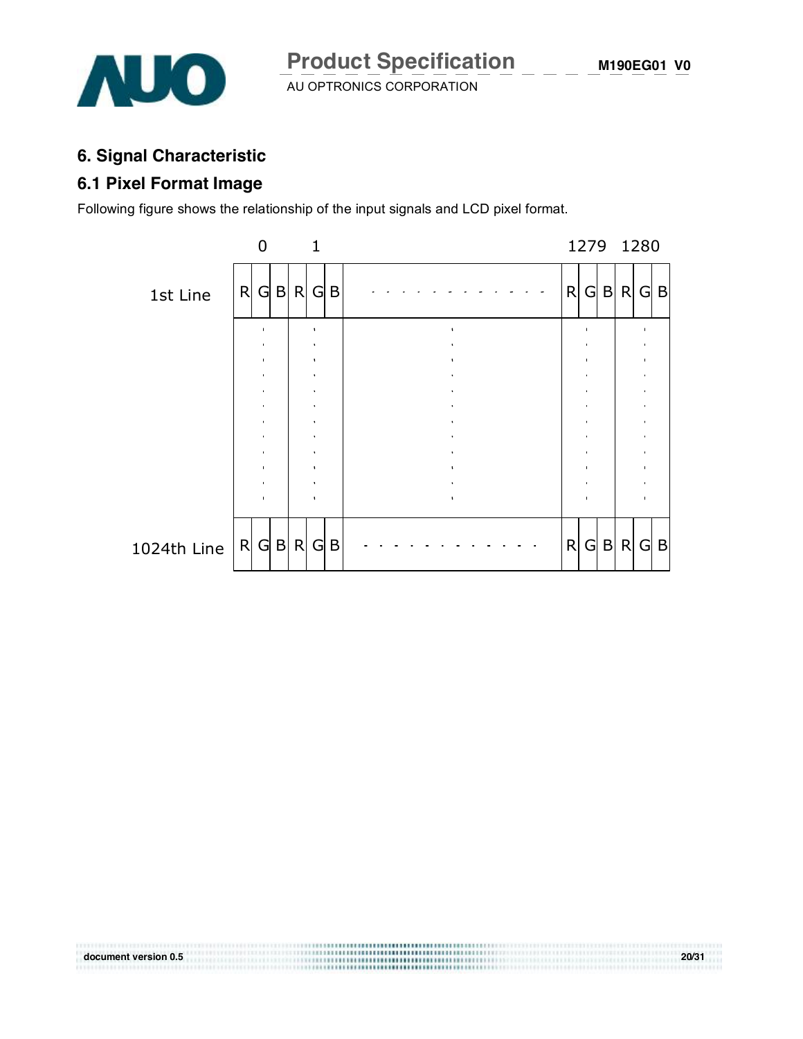## 6. Signal Characteristic

### 6.1 Pixel Format Image

Following figure shows the relationship of the input signals and LCD pixel format.

| | 0 | | | 1 | | | | 1279 | | | 1280 | | |
|---|---|---|---|---|---|---|---|---|---|---|---|---|---|
| 1st Line | R | G | B | R | G | B | - - - - - - - - - - - - | R | G | B | R | G | B |
| | . | | | . | | | . | . | | | . | | |
| 1024th Line | R | G | B | R | G | B | - - - - - - - - - - - - | R | G | B | R | G | B |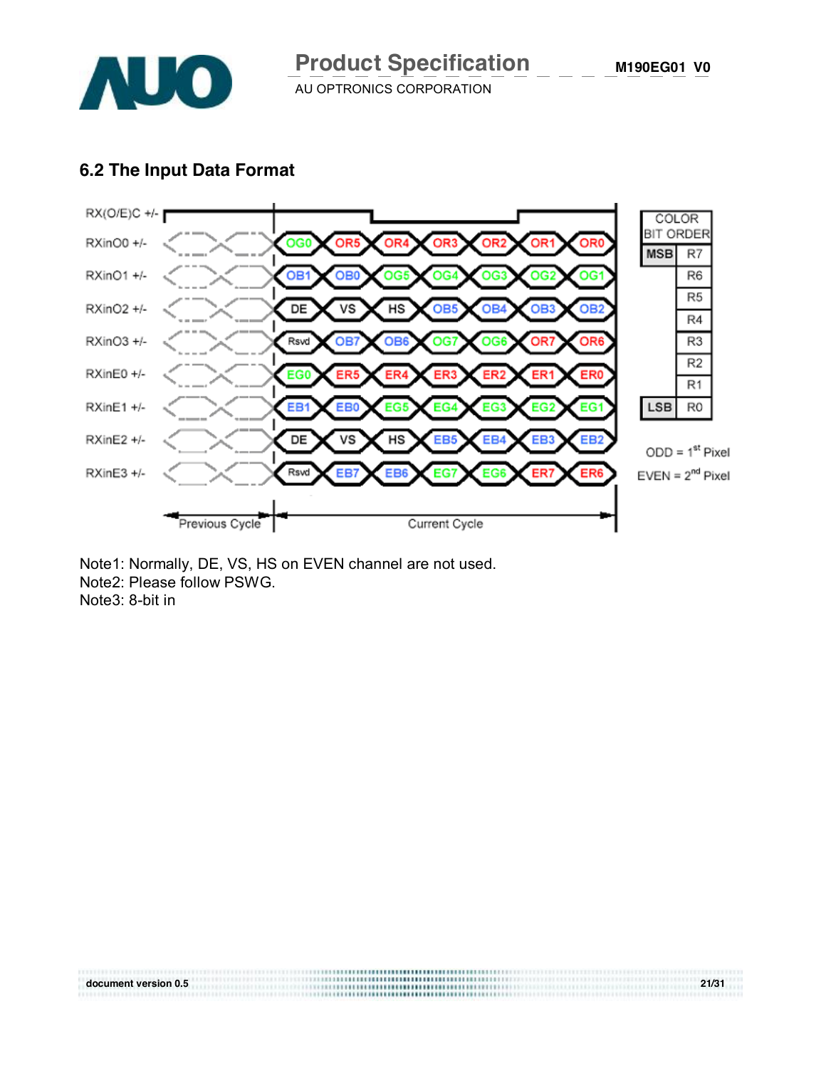## 6.2 The Input Data Format

| Signal | Previous Cycle | Current Cycle | | | | | | |
|---|---|---|---|---|---|---|---|---|
| RX(O/E)C +/- | | | | | | | | |
| RXinO0 +/- | | OG0 | OR5 | OR4 | OR3 | OR2 | OR1 | OR0 |
| RXinO1 +/- | | OB1 | OB0 | OG5 | OG4 | OG3 | OG2 | OG1 |
| RXinO2 +/- | | DE | VS | HS | OB5 | OB4 | OB3 | OB2 |
| RXinO3 +/- | | Rsvd | OB7 | OB6 | OG7 | OG6 | OR7 | OR6 |
| RXinE0 +/- | | EG0 | ER5 | ER4 | ER3 | ER2 | ER1 | ER0 |
| RXinE1 +/- | | EB1 | EB0 | EG5 | EG4 | EG3 | EG2 | EG1 |
| RXinE2 +/- | | DE | VS | HS | EB5 | EB4 | EB3 | EB2 |
| RXinE3 +/- | | Rsvd | EB7 | EB6 | EG7 | EG6 | ER7 | ER6 |

| COLOR BIT ORDER | |
|---|---|
| MSB | R7 |
| | R6 |
| | R5 |
| | R4 |
| | R3 |
| | R2 |
| | R1 |
| LSB | R0 |

ODD = 1st Pixel
EVEN = 2nd Pixel

Note1: Normally, DE, VS, HS on EVEN channel are not used.
Note2: Please follow PSWG.
Note3: 8-bit in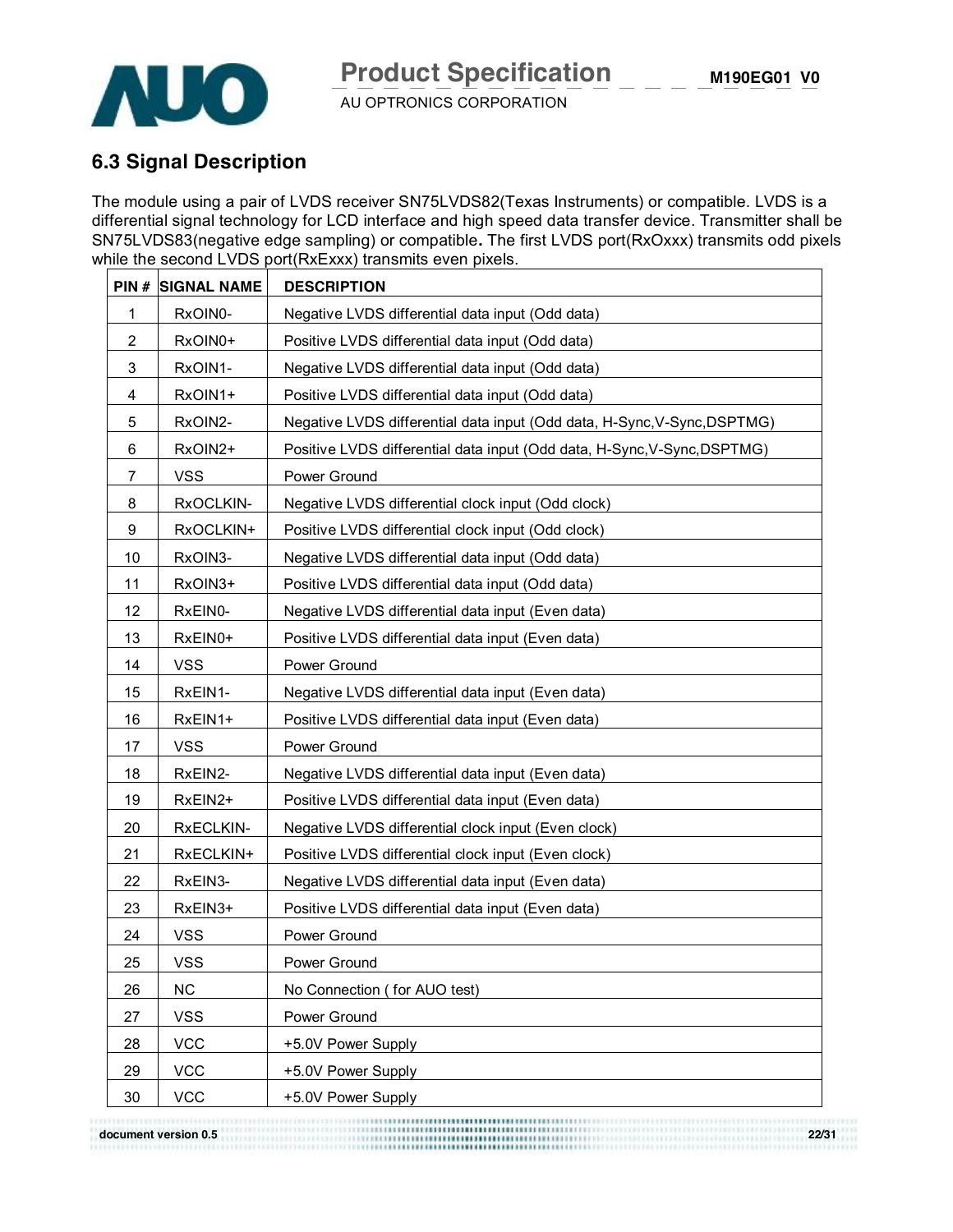## 6.3 Signal Description

The module using a pair of LVDS receiver SN75LVDS82(Texas Instruments) or compatible. LVDS is a differential signal technology for LCD interface and high speed data transfer device. Transmitter shall be SN75LVDS83(negative edge sampling) or compatible**.** The first LVDS port(RxOxxx) transmits odd pixels while the second LVDS port(RxExxx) transmits even pixels.

| PIN # | SIGNAL NAME | DESCRIPTION |
|---|---|---|
| 1 | RxOIN0- | Negative LVDS differential data input (Odd data) |
| 2 | RxOIN0+ | Positive LVDS differential data input (Odd data) |
| 3 | RxOIN1- | Negative LVDS differential data input (Odd data) |
| 4 | RxOIN1+ | Positive LVDS differential data input (Odd data) |
| 5 | RxOIN2- | Negative LVDS differential data input (Odd data, H-Sync,V-Sync,DSPTMG) |
| 6 | RxOIN2+ | Positive LVDS differential data input (Odd data, H-Sync,V-Sync,DSPTMG) |
| 7 | VSS | Power Ground |
| 8 | RxOCLKIN- | Negative LVDS differential clock input (Odd clock) |
| 9 | RxOCLKIN+ | Positive LVDS differential clock input (Odd clock) |
| 10 | RxOIN3- | Negative LVDS differential data input (Odd data) |
| 11 | RxOIN3+ | Positive LVDS differential data input (Odd data) |
| 12 | RxEIN0- | Negative LVDS differential data input (Even data) |
| 13 | RxEIN0+ | Positive LVDS differential data input (Even data) |
| 14 | VSS | Power Ground |
| 15 | RxEIN1- | Negative LVDS differential data input (Even data) |
| 16 | RxEIN1+ | Positive LVDS differential data input (Even data) |
| 17 | VSS | Power Ground |
| 18 | RxEIN2- | Negative LVDS differential data input (Even data) |
| 19 | RxEIN2+ | Positive LVDS differential data input (Even data) |
| 20 | RxECLKIN- | Negative LVDS differential clock input (Even clock) |
| 21 | RxECLKIN+ | Positive LVDS differential clock input (Even clock) |
| 22 | RxEIN3- | Negative LVDS differential data input (Even data) |
| 23 | RxEIN3+ | Positive LVDS differential data input (Even data) |
| 24 | VSS | Power Ground |
| 25 | VSS | Power Ground |
| 26 | NC | No Connection ( for AUO test) |
| 27 | VSS | Power Ground |
| 28 | VCC | +5.0V Power Supply |
| 29 | VCC | +5.0V Power Supply |
| 30 | VCC | +5.0V Power Supply |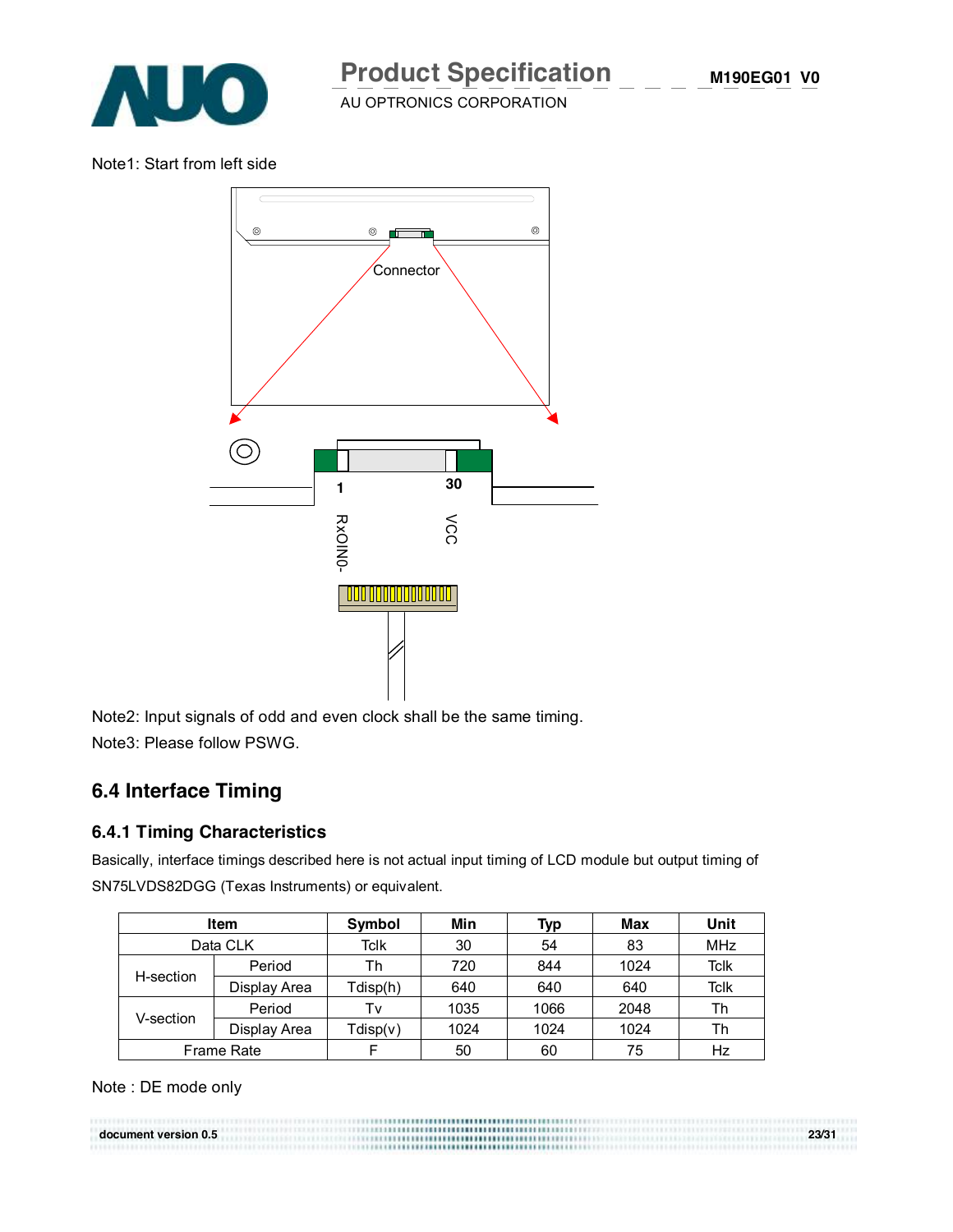Note1: Start from left side

Note2: Input signals of odd and even clock shall be the same timing.

Note3: Please follow PSWG.

## 6.4 Interface Timing

### 6.4.1 Timing Characteristics

Basically, interface timings described here is not actual input timing of LCD module but output timing of SN75LVDS82DGG (Texas Instruments) or equivalent.

| Item | | Symbol | Min | Typ | Max | Unit |
|---|---|---|---|---|---|---|
| Data CLK | | Tclk | 30 | 54 | 83 | MHz |
| H-section | Period | Th | 720 | 844 | 1024 | Tclk |
| | Display Area | Tdisp(h) | 640 | 640 | 640 | Tclk |
| V-section | Period | Tv | 1035 | 1066 | 2048 | Th |
| | Display Area | Tdisp(v) | 1024 | 1024 | 1024 | Th |
| Frame Rate | | F | 50 | 60 | 75 | Hz |

Note : DE mode only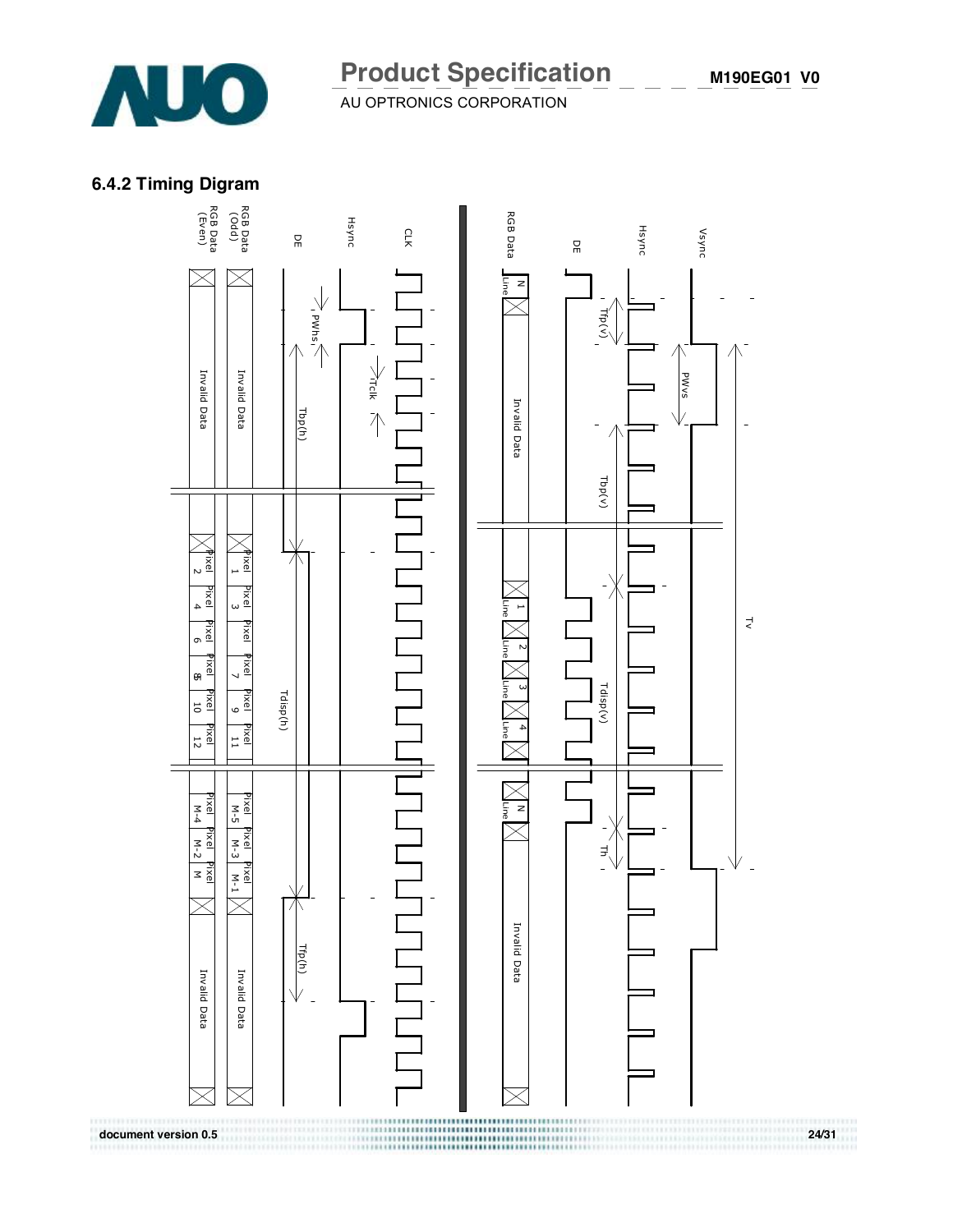### 6.4.2 Timing Digram

CLK

Hsync

DE

RGB Data (Odd)

RGB Data (Even)

PWhs

Tclk

Tbp(h)

Tdisp(h)

Tfp(h)

Invalid Data

Pixel 1 | Pixel 3 | Pixel 5 | Pixel 7 | Pixel 9 | Pixel 11

Pixel 2 | Pixel 4 | Pixel 6 | Pixel 8 | Pixel 10 | Pixel 12

Pixel M-5 | Pixel M-3 | Pixel M-1

Pixel M-4 | Pixel M-2 | Pixel M

Invalid Data

Vsync

Hsync

DE

RGB Data

N Line

Invalid Data

1 Line | 2 Line | 3 Line | 4 Line

N Line

Invalid Data

Tfp(v)

PWvs

Tbp(v)

Tdisp(v)

Th

Tv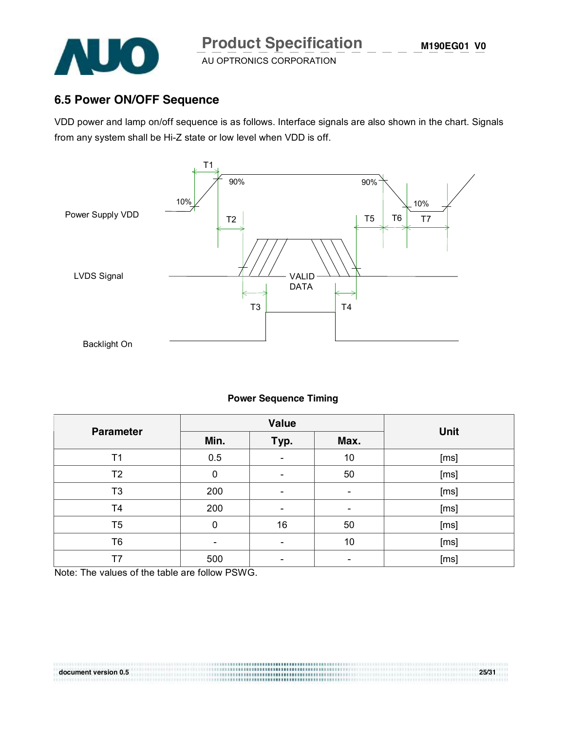## 6.5 Power ON/OFF Sequence

VDD power and lamp on/off sequence is as follows. Interface signals are also shown in the chart. Signals from any system shall be Hi-Z state or low level when VDD is off.

Power Supply VDD

LVDS Signal

VALID DATA

Backlight On

T1 T2 T3 T4 T5 T6 T7 10% 90% 90% 10%

**Power Sequence Timing**

| Parameter | Value | | | Unit |
|---|---|---|---|---|
| | Min. | Typ. | Max. | |
| T1 | 0.5 | - | 10 | [ms] |
| T2 | 0 | - | 50 | [ms] |
| T3 | 200 | - | - | [ms] |
| T4 | 200 | - | - | [ms] |
| T5 | 0 | 16 | 50 | [ms] |
| T6 | - | - | 10 | [ms] |
| T7 | 500 | - | - | [ms] |

Note: The values of the table are follow PSWG.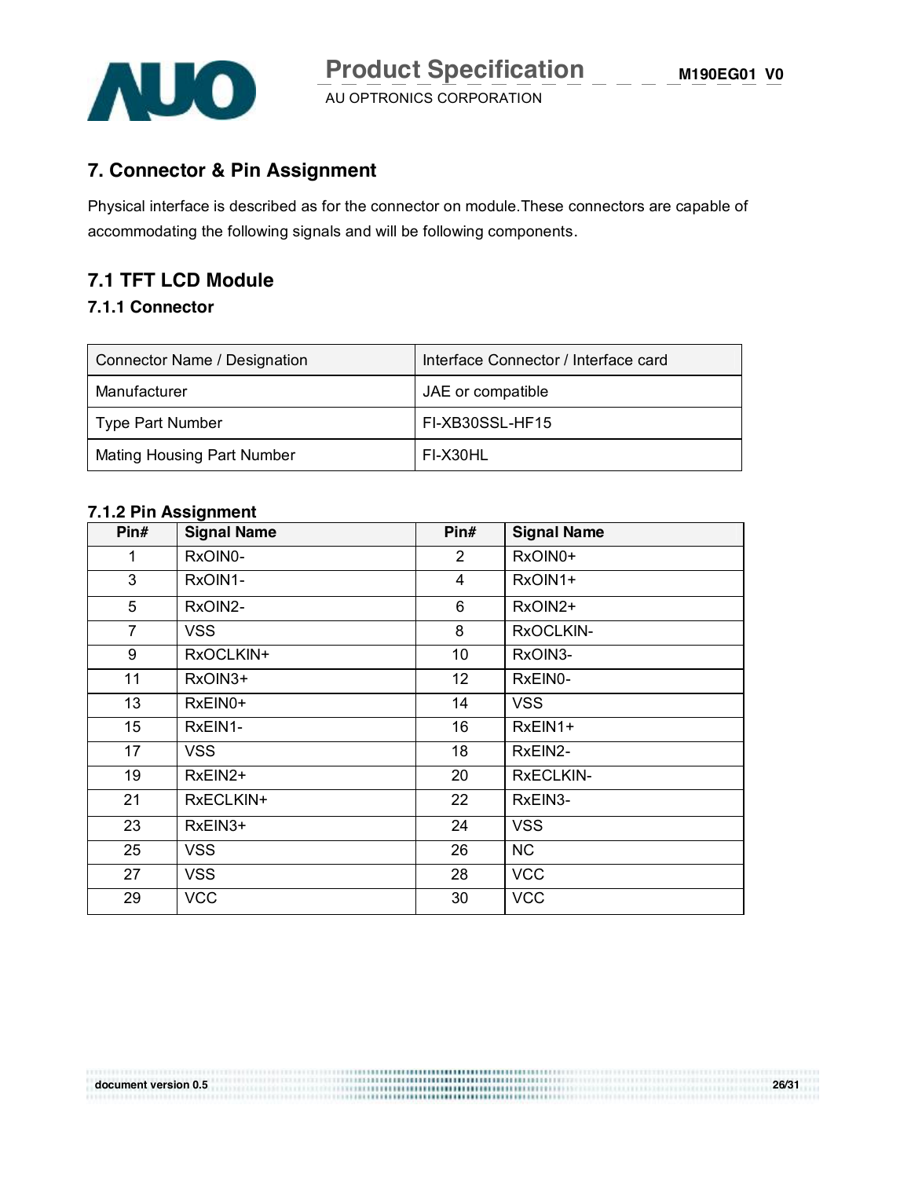## 7. Connector & Pin Assignment

Physical interface is described as for the connector on module.These connectors are capable of accommodating the following signals and will be following components.

## 7.1 TFT LCD Module

### 7.1.1 Connector

| Connector Name / Designation | Interface Connector / Interface card |
|---|---|
| Manufacturer | JAE or compatible |
| Type Part Number | FI-XB30SSL-HF15 |
| Mating Housing Part Number | FI-X30HL |

### 7.1.2 Pin Assignment

| Pin# | Signal Name | Pin# | Signal Name |
|---|---|---|---|
| 1 | RxOIN0- | 2 | RxOIN0+ |
| 3 | RxOIN1- | 4 | RxOIN1+ |
| 5 | RxOIN2- | 6 | RxOIN2+ |
| 7 | VSS | 8 | RxOCLKIN- |
| 9 | RxOCLKIN+ | 10 | RxOIN3- |
| 11 | RxOIN3+ | 12 | RxEIN0- |
| 13 | RxEIN0+ | 14 | VSS |
| 15 | RxEIN1- | 16 | RxEIN1+ |
| 17 | VSS | 18 | RxEIN2- |
| 19 | RxEIN2+ | 20 | RxECLKIN- |
| 21 | RxECLKIN+ | 22 | RxEIN3- |
| 23 | RxEIN3+ | 24 | VSS |
| 25 | VSS | 26 | NC |
| 27 | VSS | 28 | VCC |
| 29 | VCC | 30 | VCC |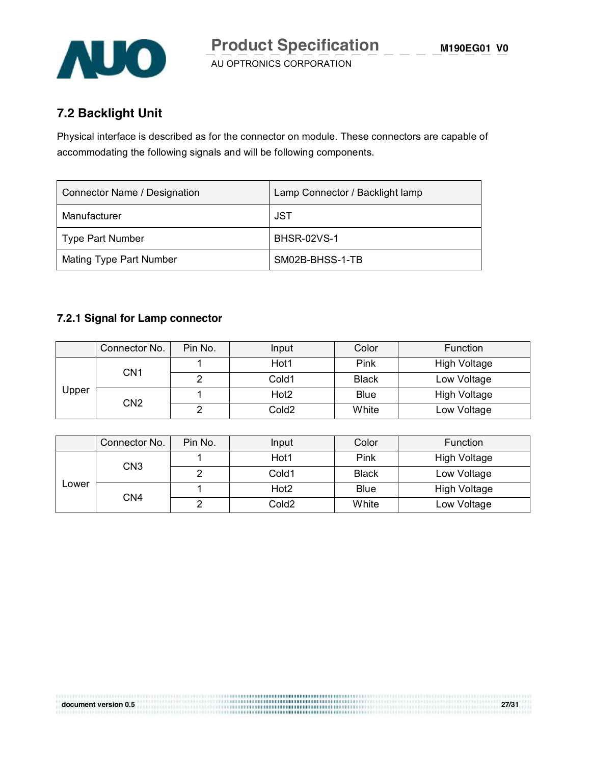## 7.2 Backlight Unit

Physical interface is described as for the connector on module. These connectors are capable of accommodating the following signals and will be following components.

| Connector Name / Designation | Lamp Connector / Backlight lamp |
|---|---|
| Manufacturer | JST |
| Type Part Number | BHSR-02VS-1 |
| Mating Type Part Number | SM02B-BHSS-1-TB |

### 7.2.1 Signal for Lamp connector

| | Connector No. | Pin No. | Input | Color | Function |
|---|---|---|---|---|---|
| Upper | CN1 | 1 | Hot1 | Pink | High Voltage |
| | | 2 | Cold1 | Black | Low Voltage |
| | CN2 | 1 | Hot2 | Blue | High Voltage |
| | | 2 | Cold2 | White | Low Voltage |

| | Connector No. | Pin No. | Input | Color | Function |
|---|---|---|---|---|---|
| Lower | CN3 | 1 | Hot1 | Pink | High Voltage |
| | | 2 | Cold1 | Black | Low Voltage |
| | CN4 | 1 | Hot2 | Blue | High Voltage |
| | | 2 | Cold2 | White | Low Voltage |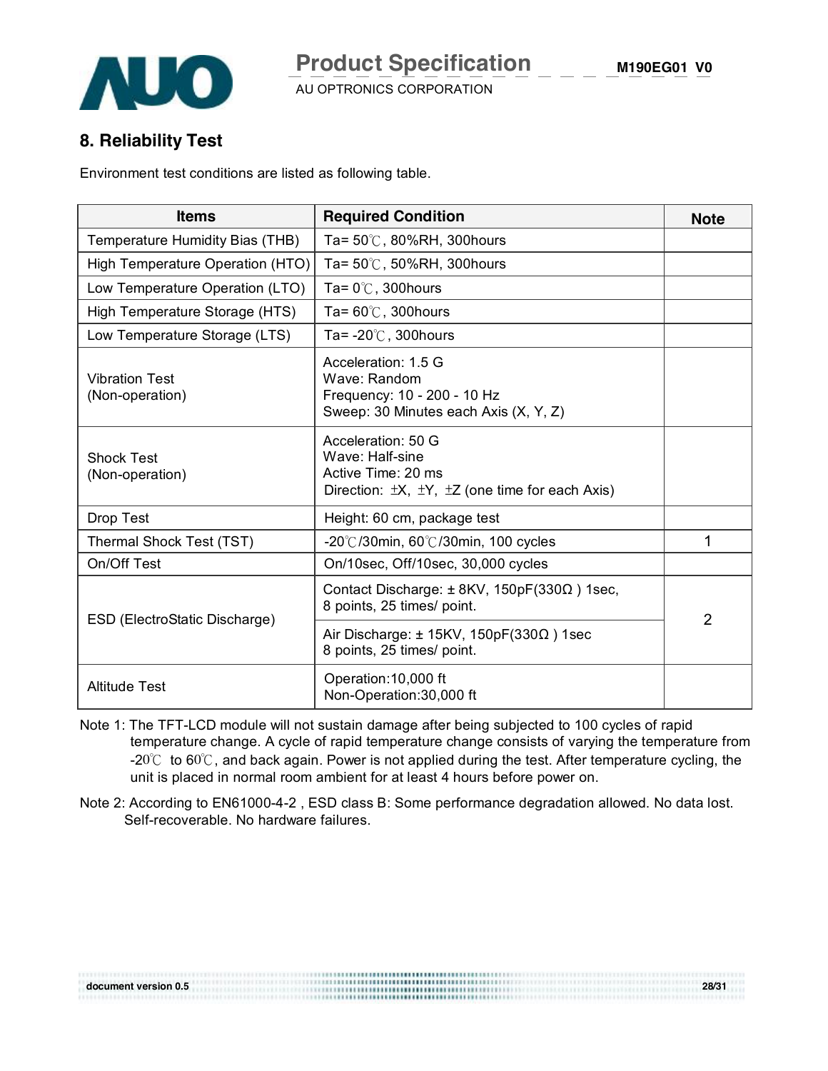## 8. Reliability Test

Environment test conditions are listed as following table.

| Items | Required Condition | Note |
|---|---|---|
| Temperature Humidity Bias (THB) | Ta= 50℃, 80%RH, 300hours | |
| High Temperature Operation (HTO) | Ta= 50℃, 50%RH, 300hours | |
| Low Temperature Operation (LTO) | Ta= 0℃, 300hours | |
| High Temperature Storage (HTS) | Ta= 60℃, 300hours | |
| Low Temperature Storage (LTS) | Ta= -20℃, 300hours | |
| Vibration Test (Non-operation) | Acceleration: 1.5 G<br>Wave: Random<br>Frequency: 10 - 200 - 10 Hz<br>Sweep: 30 Minutes each Axis (X, Y, Z) | |
| Shock Test (Non-operation) | Acceleration: 50 G<br>Wave: Half-sine<br>Active Time: 20 ms<br>Direction: ±X, ±Y, ±Z (one time for each Axis) | |
| Drop Test | Height: 60 cm, package test | |
| Thermal Shock Test (TST) | -20℃/30min, 60℃/30min, 100 cycles | 1 |
| On/Off Test | On/10sec, Off/10sec, 30,000 cycles | |
| ESD (ElectroStatic Discharge) | Contact Discharge: ± 8KV, 150pF(330Ω ) 1sec, 8 points, 25 times/ point. | 2 |
| | Air Discharge: ± 15KV, 150pF(330Ω ) 1sec 8 points, 25 times/ point. | |
| Altitude Test | Operation:10,000 ft<br>Non-Operation:30,000 ft | |

Note 1: The TFT-LCD module will not sustain damage after being subjected to 100 cycles of rapid temperature change. A cycle of rapid temperature change consists of varying the temperature from -20℃ to 60℃, and back again. Power is not applied during the test. After temperature cycling, the unit is placed in normal room ambient for at least 4 hours before power on.

Note 2: According to EN61000-4-2 , ESD class B: Some performance degradation allowed. No data lost. Self-recoverable. No hardware failures.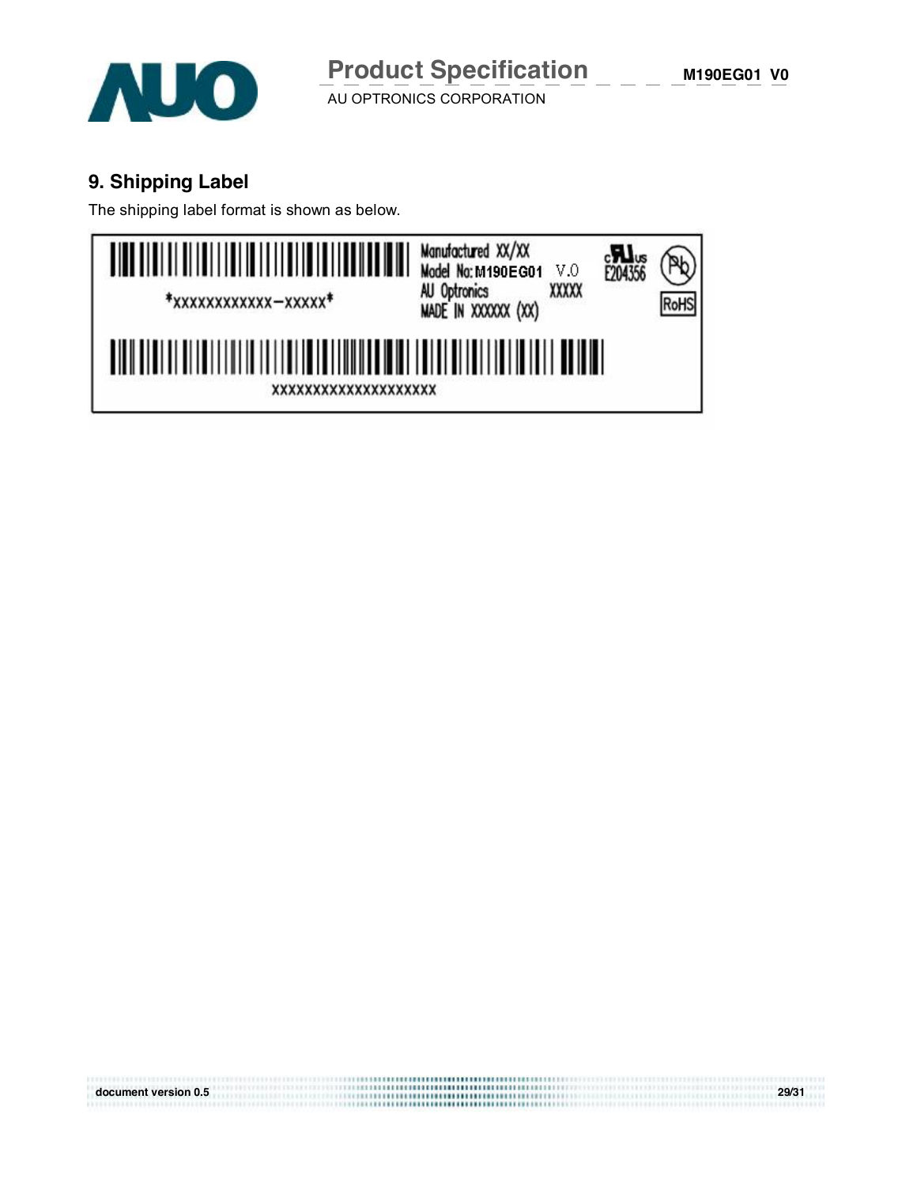## 9. Shipping Label

The shipping label format is shown as below.

*XXXXXXXXXXXX–XXXXX*

Manufactured XX/XX
Model No: M190EG01 V.0
AU Optronics XXXXX
MADE IN XXXXXX (XX)

E204356

RoHS

XXXXXXXXXXXXXXXXXXXX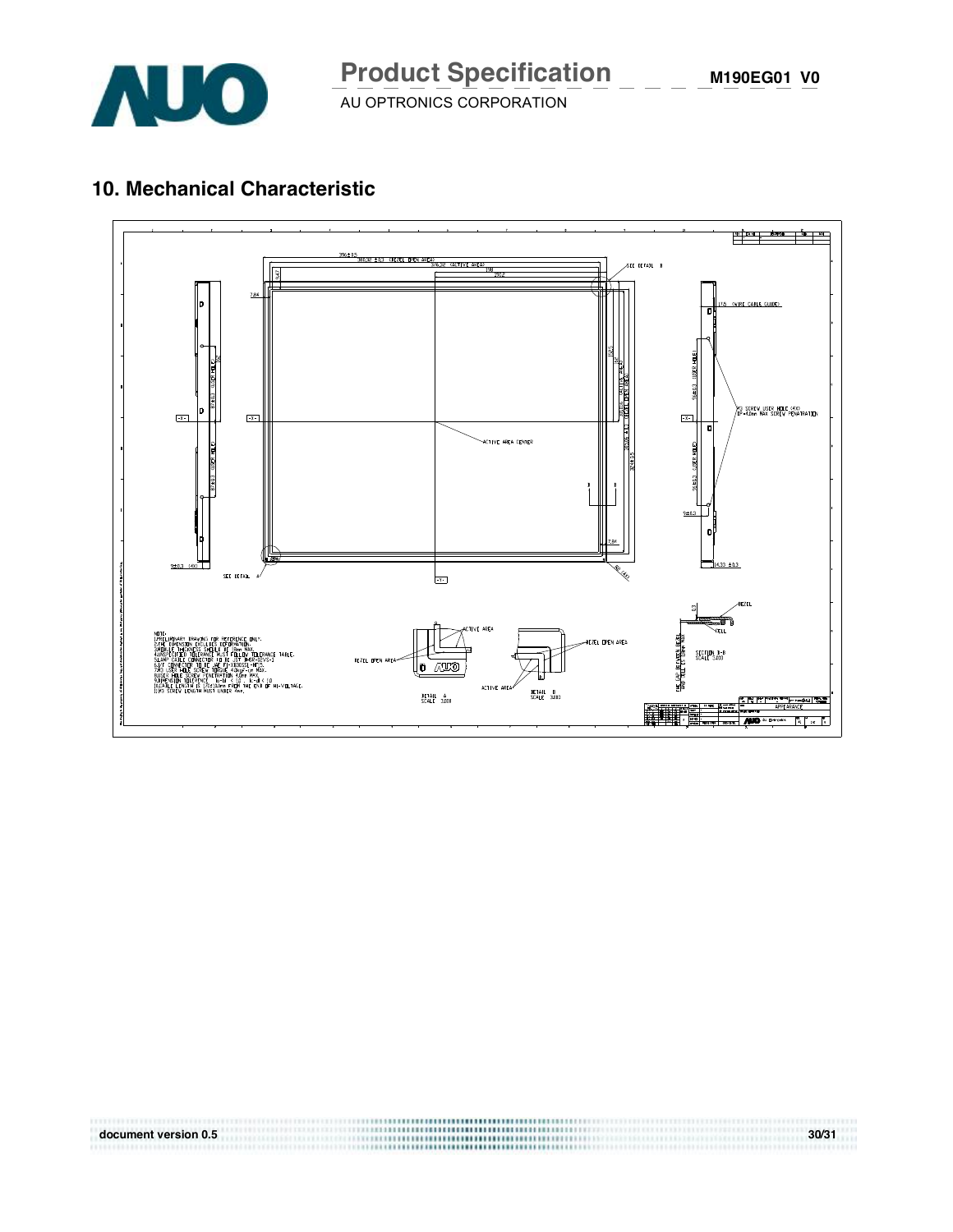## 10. Mechanical Characteristic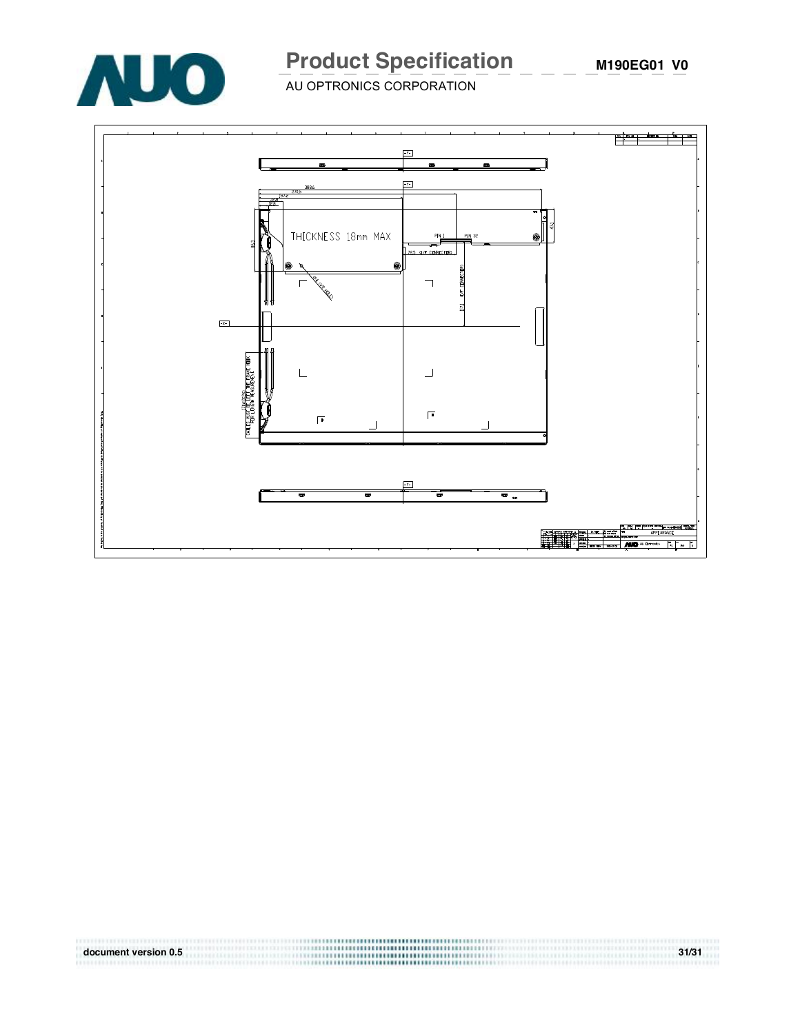THICKNESS 18mm MAX

PIN 1

PIN 30

I/F CONNECTOR

APPEARANCE